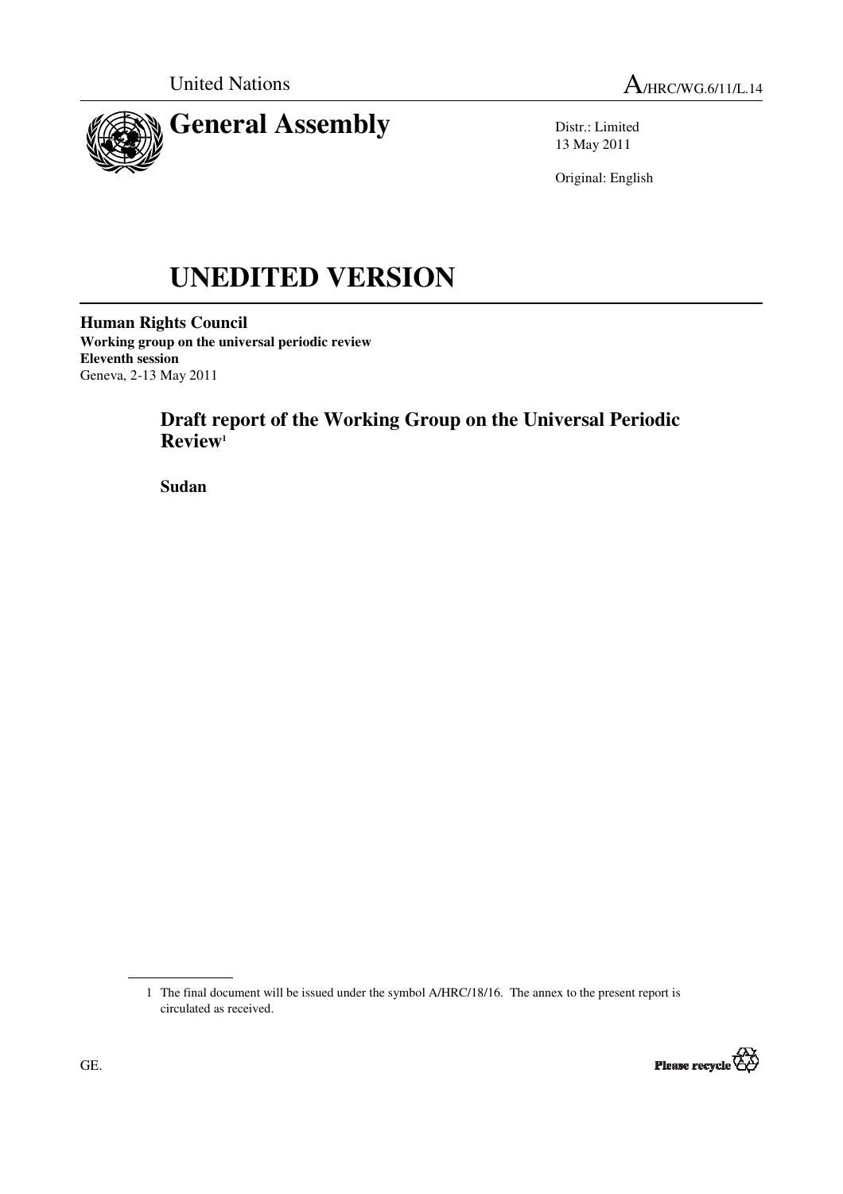United Nations

A/HRC/WG.6/11/L.14

# General Assembly

Distr.: Limited
13 May 2011

Original: English

# UNEDITED VERSION

**Human Rights Council**
**Working group on the universal periodic review**
**Eleventh session**
Geneva, 2-13 May 2011

## Draft report of the Working Group on the Universal Periodic Review[1]

**Sudan**

---

1 The final document will be issued under the symbol A/HRC/18/16. The annex to the present report is circulated as received.

GE.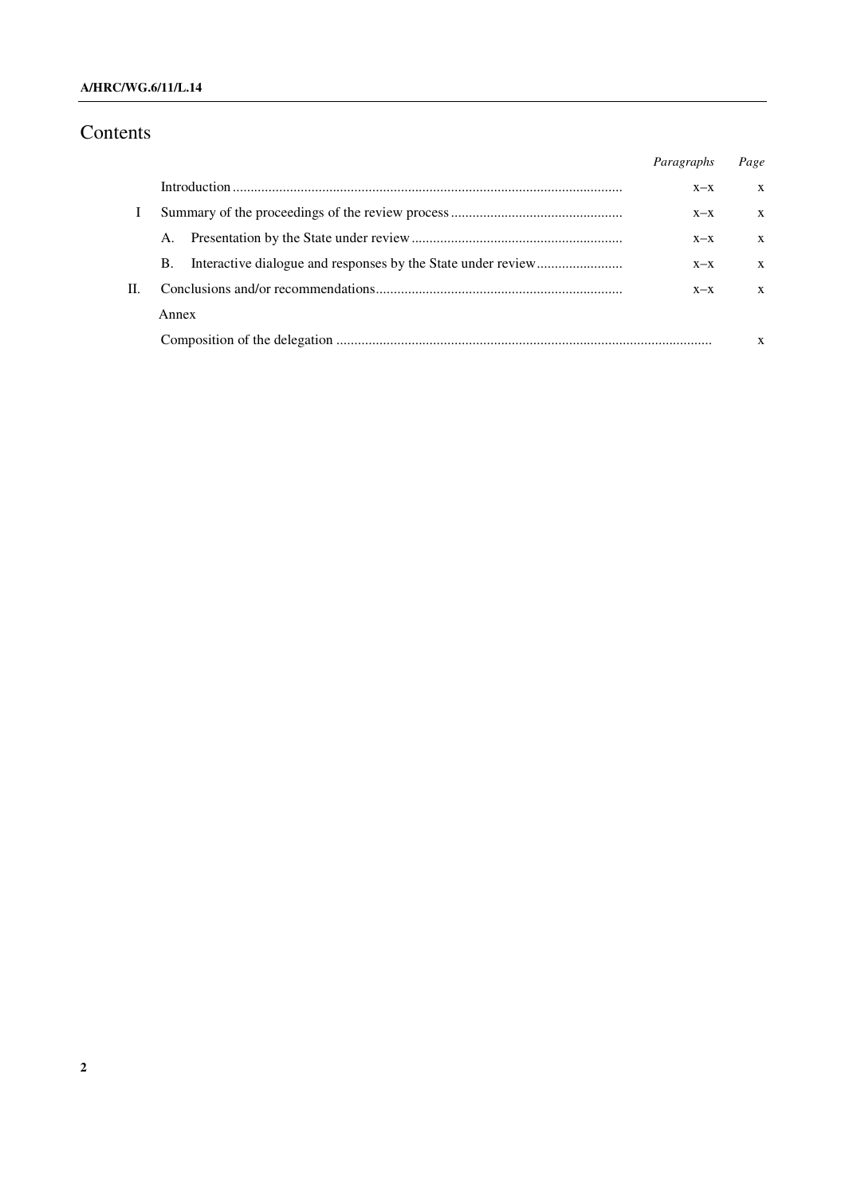# Contents

| | | *Paragraphs* | *Page* |
|---|---|---|---|
| | Introduction | x–x | x |
| I | Summary of the proceedings of the review process | x–x | x |
| | A. Presentation by the State under review | x–x | x |
| | B. Interactive dialogue and responses by the State under review | x–x | x |
| II. | Conclusions and/or recommendations | x–x | x |
| | Annex | | |
| | Composition of the delegation | | x |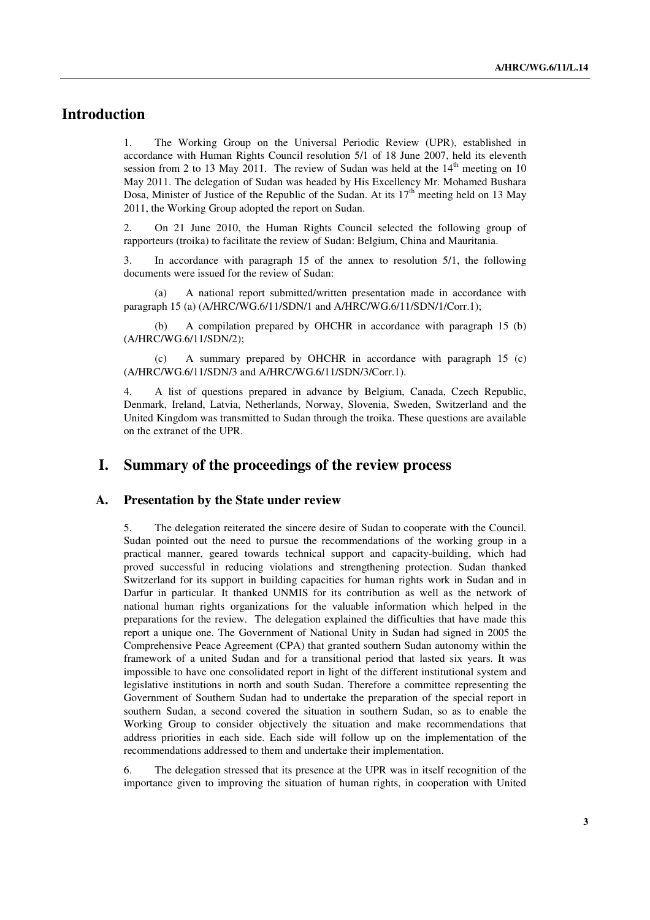# Introduction

1. The Working Group on the Universal Periodic Review (UPR), established in accordance with Human Rights Council resolution 5/1 of 18 June 2007, held its eleventh session from 2 to 13 May 2011. The review of Sudan was held at the 14th meeting on 10 May 2011. The delegation of Sudan was headed by His Excellency Mr. Mohamed Bushara Dosa, Minister of Justice of the Republic of the Sudan. At its 17th meeting held on 13 May 2011, the Working Group adopted the report on Sudan.

2. On 21 June 2010, the Human Rights Council selected the following group of rapporteurs (troika) to facilitate the review of Sudan: Belgium, China and Mauritania.

3. In accordance with paragraph 15 of the annex to resolution 5/1, the following documents were issued for the review of Sudan:

(a) A national report submitted/written presentation made in accordance with paragraph 15 (a) (A/HRC/WG.6/11/SDN/1 and A/HRC/WG.6/11/SDN/1/Corr.1);

(b) A compilation prepared by OHCHR in accordance with paragraph 15 (b) (A/HRC/WG.6/11/SDN/2);

(c) A summary prepared by OHCHR in accordance with paragraph 15 (c) (A/HRC/WG.6/11/SDN/3 and A/HRC/WG.6/11/SDN/3/Corr.1).

4. A list of questions prepared in advance by Belgium, Canada, Czech Republic, Denmark, Ireland, Latvia, Netherlands, Norway, Slovenia, Sweden, Switzerland and the United Kingdom was transmitted to Sudan through the troika. These questions are available on the extranet of the UPR.

# I. Summary of the proceedings of the review process

## A. Presentation by the State under review

5. The delegation reiterated the sincere desire of Sudan to cooperate with the Council. Sudan pointed out the need to pursue the recommendations of the working group in a practical manner, geared towards technical support and capacity-building, which had proved successful in reducing violations and strengthening protection. Sudan thanked Switzerland for its support in building capacities for human rights work in Sudan and in Darfur in particular. It thanked UNMIS for its contribution as well as the network of national human rights organizations for the valuable information which helped in the preparations for the review. The delegation explained the difficulties that have made this report a unique one. The Government of National Unity in Sudan had signed in 2005 the Comprehensive Peace Agreement (CPA) that granted southern Sudan autonomy within the framework of a united Sudan and for a transitional period that lasted six years. It was impossible to have one consolidated report in light of the different institutional system and legislative institutions in north and south Sudan. Therefore a committee representing the Government of Southern Sudan had to undertake the preparation of the special report in southern Sudan, a second covered the situation in southern Sudan, so as to enable the Working Group to consider objectively the situation and make recommendations that address priorities in each side. Each side will follow up on the implementation of the recommendations addressed to them and undertake their implementation.

6. The delegation stressed that its presence at the UPR was in itself recognition of the importance given to improving the situation of human rights, in cooperation with United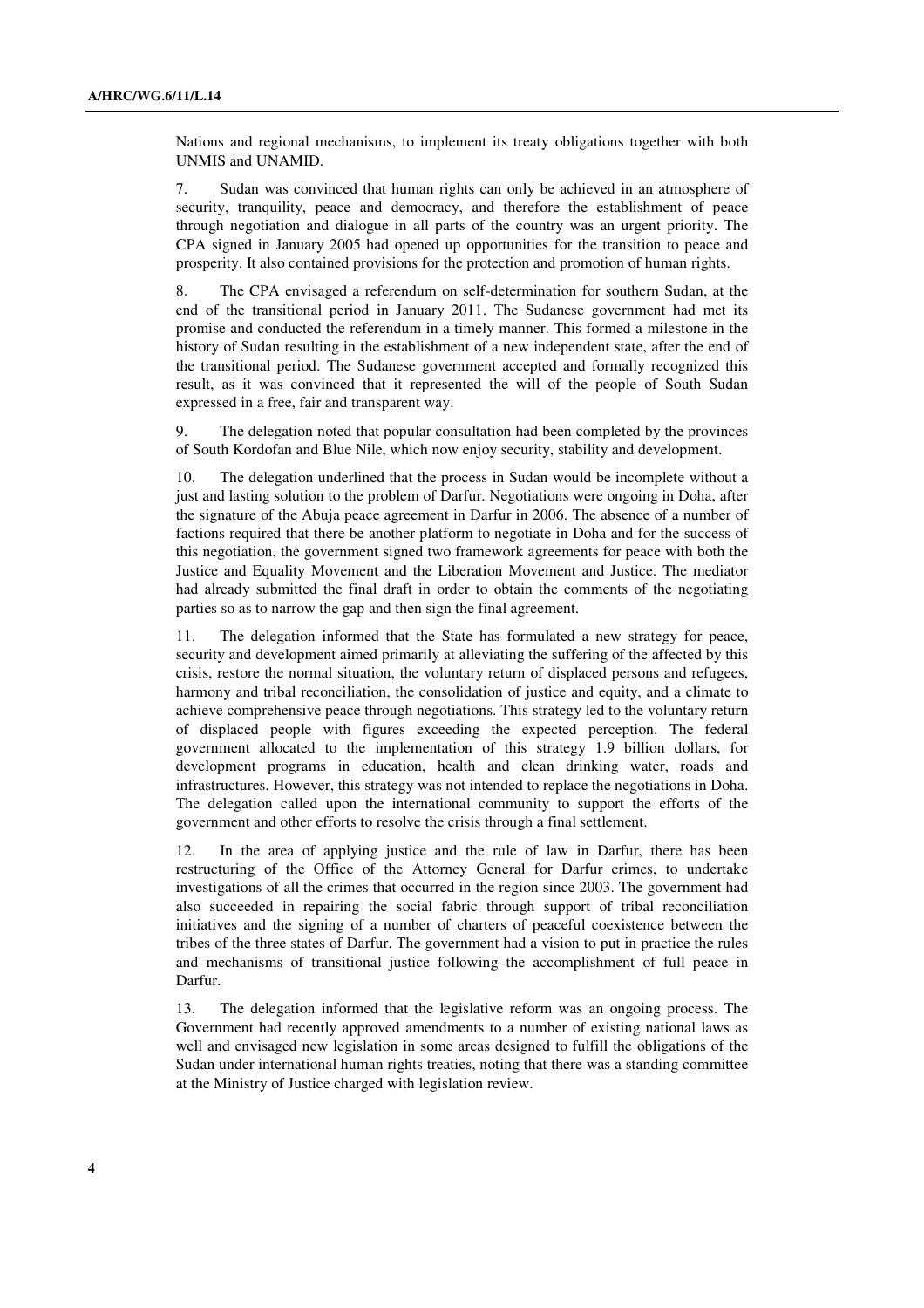Nations and regional mechanisms, to implement its treaty obligations together with both UNMIS and UNAMID.

7. Sudan was convinced that human rights can only be achieved in an atmosphere of security, tranquility, peace and democracy, and therefore the establishment of peace through negotiation and dialogue in all parts of the country was an urgent priority. The CPA signed in January 2005 had opened up opportunities for the transition to peace and prosperity. It also contained provisions for the protection and promotion of human rights.

8. The CPA envisaged a referendum on self-determination for southern Sudan, at the end of the transitional period in January 2011. The Sudanese government had met its promise and conducted the referendum in a timely manner. This formed a milestone in the history of Sudan resulting in the establishment of a new independent state, after the end of the transitional period. The Sudanese government accepted and formally recognized this result, as it was convinced that it represented the will of the people of South Sudan expressed in a free, fair and transparent way.

9. The delegation noted that popular consultation had been completed by the provinces of South Kordofan and Blue Nile, which now enjoy security, stability and development.

10. The delegation underlined that the process in Sudan would be incomplete without a just and lasting solution to the problem of Darfur. Negotiations were ongoing in Doha, after the signature of the Abuja peace agreement in Darfur in 2006. The absence of a number of factions required that there be another platform to negotiate in Doha and for the success of this negotiation, the government signed two framework agreements for peace with both the Justice and Equality Movement and the Liberation Movement and Justice. The mediator had already submitted the final draft in order to obtain the comments of the negotiating parties so as to narrow the gap and then sign the final agreement.

11. The delegation informed that the State has formulated a new strategy for peace, security and development aimed primarily at alleviating the suffering of the affected by this crisis, restore the normal situation, the voluntary return of displaced persons and refugees, harmony and tribal reconciliation, the consolidation of justice and equity, and a climate to achieve comprehensive peace through negotiations. This strategy led to the voluntary return of displaced people with figures exceeding the expected perception. The federal government allocated to the implementation of this strategy 1.9 billion dollars, for development programs in education, health and clean drinking water, roads and infrastructures. However, this strategy was not intended to replace the negotiations in Doha. The delegation called upon the international community to support the efforts of the government and other efforts to resolve the crisis through a final settlement.

12. In the area of applying justice and the rule of law in Darfur, there has been restructuring of the Office of the Attorney General for Darfur crimes, to undertake investigations of all the crimes that occurred in the region since 2003. The government had also succeeded in repairing the social fabric through support of tribal reconciliation initiatives and the signing of a number of charters of peaceful coexistence between the tribes of the three states of Darfur. The government had a vision to put in practice the rules and mechanisms of transitional justice following the accomplishment of full peace in Darfur.

13. The delegation informed that the legislative reform was an ongoing process. The Government had recently approved amendments to a number of existing national laws as well and envisaged new legislation in some areas designed to fulfill the obligations of the Sudan under international human rights treaties, noting that there was a standing committee at the Ministry of Justice charged with legislation review.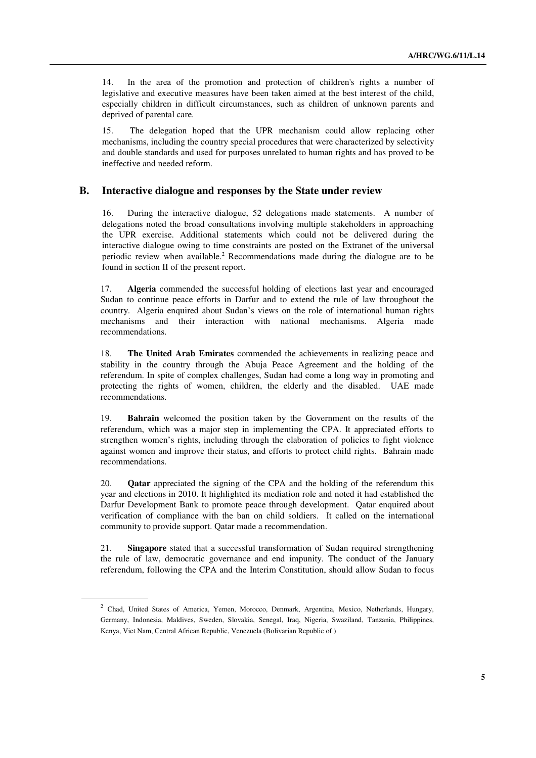14. In the area of the promotion and protection of children's rights a number of legislative and executive measures have been taken aimed at the best interest of the child, especially children in difficult circumstances, such as children of unknown parents and deprived of parental care.

15. The delegation hoped that the UPR mechanism could allow replacing other mechanisms, including the country special procedures that were characterized by selectivity and double standards and used for purposes unrelated to human rights and has proved to be ineffective and needed reform.

## B. Interactive dialogue and responses by the State under review

16. During the interactive dialogue, 52 delegations made statements. A number of delegations noted the broad consultations involving multiple stakeholders in approaching the UPR exercise. Additional statements which could not be delivered during the interactive dialogue owing to time constraints are posted on the Extranet of the universal periodic review when available.[2] Recommendations made during the dialogue are to be found in section II of the present report.

17. **Algeria** commended the successful holding of elections last year and encouraged Sudan to continue peace efforts in Darfur and to extend the rule of law throughout the country. Algeria enquired about Sudan's views on the role of international human rights mechanisms and their interaction with national mechanisms. Algeria made recommendations.

18. **The United Arab Emirates** commended the achievements in realizing peace and stability in the country through the Abuja Peace Agreement and the holding of the referendum. In spite of complex challenges, Sudan had come a long way in promoting and protecting the rights of women, children, the elderly and the disabled. UAE made recommendations.

19. **Bahrain** welcomed the position taken by the Government on the results of the referendum, which was a major step in implementing the CPA. It appreciated efforts to strengthen women's rights, including through the elaboration of policies to fight violence against women and improve their status, and efforts to protect child rights. Bahrain made recommendations.

20. **Qatar** appreciated the signing of the CPA and the holding of the referendum this year and elections in 2010. It highlighted its mediation role and noted it had established the Darfur Development Bank to promote peace through development. Qatar enquired about verification of compliance with the ban on child soldiers. It called on the international community to provide support. Qatar made a recommendation.

21. **Singapore** stated that a successful transformation of Sudan required strengthening the rule of law, democratic governance and end impunity. The conduct of the January referendum, following the CPA and the Interim Constitution, should allow Sudan to focus

---

[2] Chad, United States of America, Yemen, Morocco, Denmark, Argentina, Mexico, Netherlands, Hungary, Germany, Indonesia, Maldives, Sweden, Slovakia, Senegal, Iraq, Nigeria, Swaziland, Tanzania, Philippines, Kenya, Viet Nam, Central African Republic, Venezuela (Bolivarian Republic of )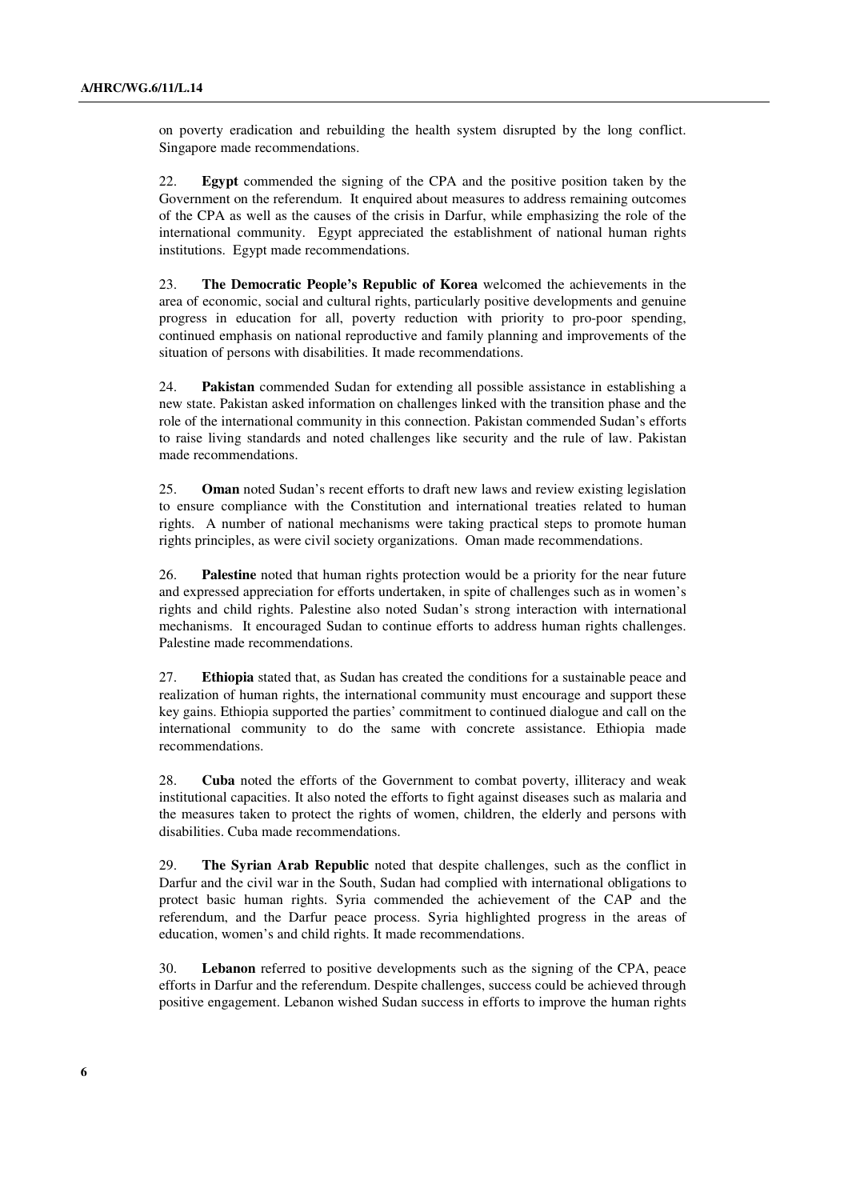on poverty eradication and rebuilding the health system disrupted by the long conflict. Singapore made recommendations.

22. **Egypt** commended the signing of the CPA and the positive position taken by the Government on the referendum. It enquired about measures to address remaining outcomes of the CPA as well as the causes of the crisis in Darfur, while emphasizing the role of the international community. Egypt appreciated the establishment of national human rights institutions. Egypt made recommendations.

23. **The Democratic People's Republic of Korea** welcomed the achievements in the area of economic, social and cultural rights, particularly positive developments and genuine progress in education for all, poverty reduction with priority to pro-poor spending, continued emphasis on national reproductive and family planning and improvements of the situation of persons with disabilities. It made recommendations.

24. **Pakistan** commended Sudan for extending all possible assistance in establishing a new state. Pakistan asked information on challenges linked with the transition phase and the role of the international community in this connection. Pakistan commended Sudan's efforts to raise living standards and noted challenges like security and the rule of law. Pakistan made recommendations.

25. **Oman** noted Sudan's recent efforts to draft new laws and review existing legislation to ensure compliance with the Constitution and international treaties related to human rights. A number of national mechanisms were taking practical steps to promote human rights principles, as were civil society organizations. Oman made recommendations.

26. **Palestine** noted that human rights protection would be a priority for the near future and expressed appreciation for efforts undertaken, in spite of challenges such as in women's rights and child rights. Palestine also noted Sudan's strong interaction with international mechanisms. It encouraged Sudan to continue efforts to address human rights challenges. Palestine made recommendations.

27. **Ethiopia** stated that, as Sudan has created the conditions for a sustainable peace and realization of human rights, the international community must encourage and support these key gains. Ethiopia supported the parties' commitment to continued dialogue and call on the international community to do the same with concrete assistance. Ethiopia made recommendations.

28. **Cuba** noted the efforts of the Government to combat poverty, illiteracy and weak institutional capacities. It also noted the efforts to fight against diseases such as malaria and the measures taken to protect the rights of women, children, the elderly and persons with disabilities. Cuba made recommendations.

29. **The Syrian Arab Republic** noted that despite challenges, such as the conflict in Darfur and the civil war in the South, Sudan had complied with international obligations to protect basic human rights. Syria commended the achievement of the CAP and the referendum, and the Darfur peace process. Syria highlighted progress in the areas of education, women's and child rights. It made recommendations.

30. **Lebanon** referred to positive developments such as the signing of the CPA, peace efforts in Darfur and the referendum. Despite challenges, success could be achieved through positive engagement. Lebanon wished Sudan success in efforts to improve the human rights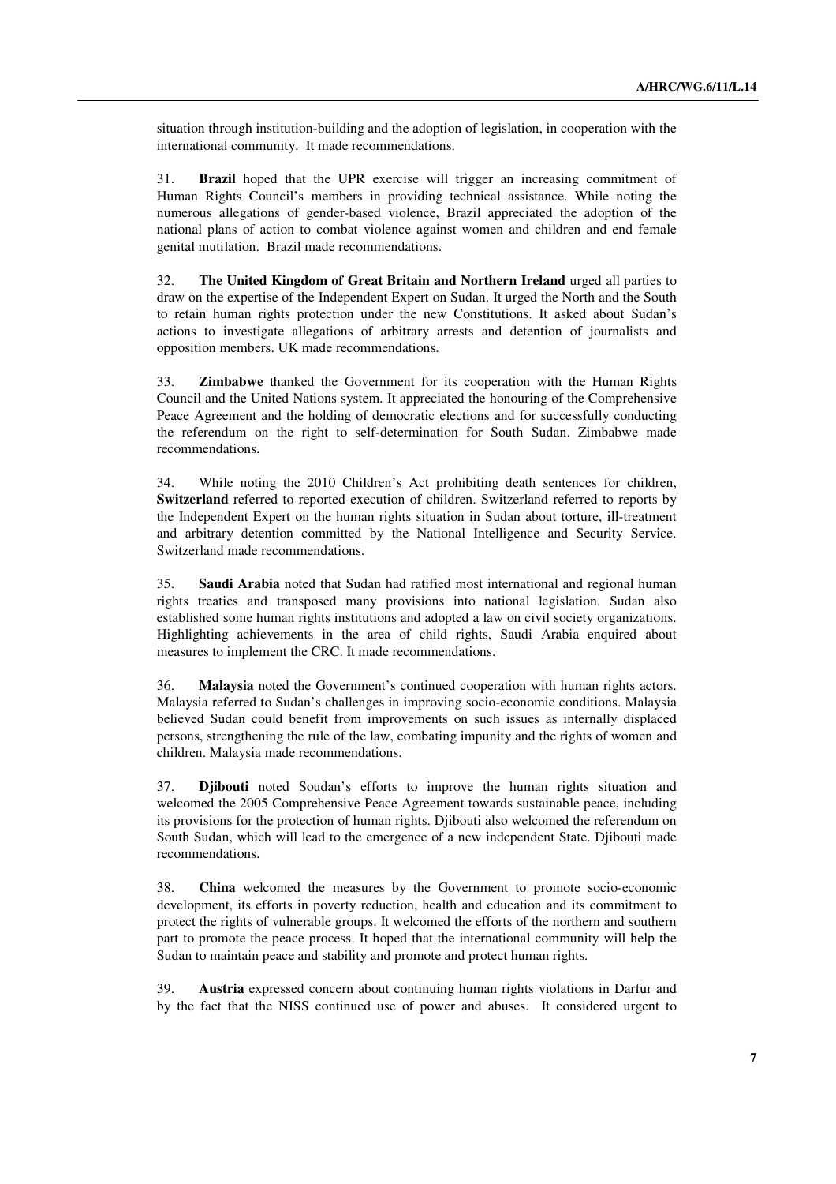situation through institution-building and the adoption of legislation, in cooperation with the international community. It made recommendations.

31. **Brazil** hoped that the UPR exercise will trigger an increasing commitment of Human Rights Council's members in providing technical assistance. While noting the numerous allegations of gender-based violence, Brazil appreciated the adoption of the national plans of action to combat violence against women and children and end female genital mutilation. Brazil made recommendations.

32. **The United Kingdom of Great Britain and Northern Ireland** urged all parties to draw on the expertise of the Independent Expert on Sudan. It urged the North and the South to retain human rights protection under the new Constitutions. It asked about Sudan's actions to investigate allegations of arbitrary arrests and detention of journalists and opposition members. UK made recommendations.

33. **Zimbabwe** thanked the Government for its cooperation with the Human Rights Council and the United Nations system. It appreciated the honouring of the Comprehensive Peace Agreement and the holding of democratic elections and for successfully conducting the referendum on the right to self-determination for South Sudan. Zimbabwe made recommendations.

34. While noting the 2010 Children's Act prohibiting death sentences for children, **Switzerland** referred to reported execution of children. Switzerland referred to reports by the Independent Expert on the human rights situation in Sudan about torture, ill-treatment and arbitrary detention committed by the National Intelligence and Security Service. Switzerland made recommendations.

35. **Saudi Arabia** noted that Sudan had ratified most international and regional human rights treaties and transposed many provisions into national legislation. Sudan also established some human rights institutions and adopted a law on civil society organizations. Highlighting achievements in the area of child rights, Saudi Arabia enquired about measures to implement the CRC. It made recommendations.

36. **Malaysia** noted the Government's continued cooperation with human rights actors. Malaysia referred to Sudan's challenges in improving socio-economic conditions. Malaysia believed Sudan could benefit from improvements on such issues as internally displaced persons, strengthening the rule of the law, combating impunity and the rights of women and children. Malaysia made recommendations.

37. **Djibouti** noted Soudan's efforts to improve the human rights situation and welcomed the 2005 Comprehensive Peace Agreement towards sustainable peace, including its provisions for the protection of human rights. Djibouti also welcomed the referendum on South Sudan, which will lead to the emergence of a new independent State. Djibouti made recommendations.

38. **China** welcomed the measures by the Government to promote socio-economic development, its efforts in poverty reduction, health and education and its commitment to protect the rights of vulnerable groups. It welcomed the efforts of the northern and southern part to promote the peace process. It hoped that the international community will help the Sudan to maintain peace and stability and promote and protect human rights.

39. **Austria** expressed concern about continuing human rights violations in Darfur and by the fact that the NISS continued use of power and abuses. It considered urgent to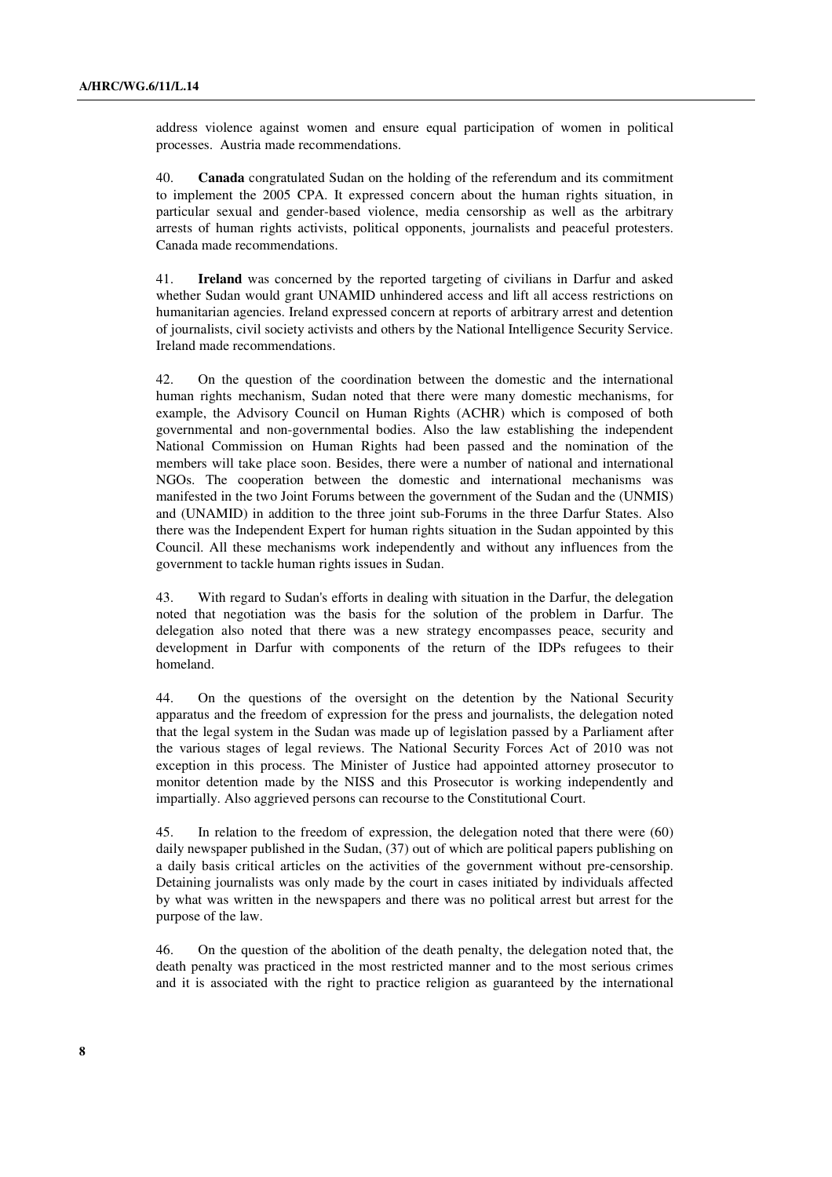address violence against women and ensure equal participation of women in political processes. Austria made recommendations.

40. **Canada** congratulated Sudan on the holding of the referendum and its commitment to implement the 2005 CPA. It expressed concern about the human rights situation, in particular sexual and gender-based violence, media censorship as well as the arbitrary arrests of human rights activists, political opponents, journalists and peaceful protesters. Canada made recommendations.

41. **Ireland** was concerned by the reported targeting of civilians in Darfur and asked whether Sudan would grant UNAMID unhindered access and lift all access restrictions on humanitarian agencies. Ireland expressed concern at reports of arbitrary arrest and detention of journalists, civil society activists and others by the National Intelligence Security Service. Ireland made recommendations.

42. On the question of the coordination between the domestic and the international human rights mechanism, Sudan noted that there were many domestic mechanisms, for example, the Advisory Council on Human Rights (ACHR) which is composed of both governmental and non-governmental bodies. Also the law establishing the independent National Commission on Human Rights had been passed and the nomination of the members will take place soon. Besides, there were a number of national and international NGOs. The cooperation between the domestic and international mechanisms was manifested in the two Joint Forums between the government of the Sudan and the (UNMIS) and (UNAMID) in addition to the three joint sub-Forums in the three Darfur States. Also there was the Independent Expert for human rights situation in the Sudan appointed by this Council. All these mechanisms work independently and without any influences from the government to tackle human rights issues in Sudan.

43. With regard to Sudan's efforts in dealing with situation in the Darfur, the delegation noted that negotiation was the basis for the solution of the problem in Darfur. The delegation also noted that there was a new strategy encompasses peace, security and development in Darfur with components of the return of the IDPs refugees to their homeland.

44. On the questions of the oversight on the detention by the National Security apparatus and the freedom of expression for the press and journalists, the delegation noted that the legal system in the Sudan was made up of legislation passed by a Parliament after the various stages of legal reviews. The National Security Forces Act of 2010 was not exception in this process. The Minister of Justice had appointed attorney prosecutor to monitor detention made by the NISS and this Prosecutor is working independently and impartially. Also aggrieved persons can recourse to the Constitutional Court.

45. In relation to the freedom of expression, the delegation noted that there were (60) daily newspaper published in the Sudan, (37) out of which are political papers publishing on a daily basis critical articles on the activities of the government without pre-censorship. Detaining journalists was only made by the court in cases initiated by individuals affected by what was written in the newspapers and there was no political arrest but arrest for the purpose of the law.

46. On the question of the abolition of the death penalty, the delegation noted that, the death penalty was practiced in the most restricted manner and to the most serious crimes and it is associated with the right to practice religion as guaranteed by the international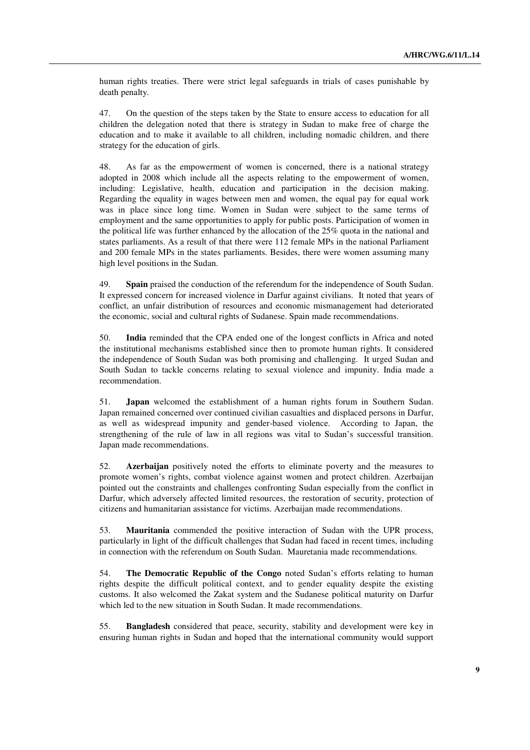human rights treaties. There were strict legal safeguards in trials of cases punishable by death penalty.

47. On the question of the steps taken by the State to ensure access to education for all children the delegation noted that there is strategy in Sudan to make free of charge the education and to make it available to all children, including nomadic children, and there strategy for the education of girls.

48. As far as the empowerment of women is concerned, there is a national strategy adopted in 2008 which include all the aspects relating to the empowerment of women, including: Legislative, health, education and participation in the decision making. Regarding the equality in wages between men and women, the equal pay for equal work was in place since long time. Women in Sudan were subject to the same terms of employment and the same opportunities to apply for public posts. Participation of women in the political life was further enhanced by the allocation of the 25% quota in the national and states parliaments. As a result of that there were 112 female MPs in the national Parliament and 200 female MPs in the states parliaments. Besides, there were women assuming many high level positions in the Sudan.

49. **Spain** praised the conduction of the referendum for the independence of South Sudan. It expressed concern for increased violence in Darfur against civilians. It noted that years of conflict, an unfair distribution of resources and economic mismanagement had deteriorated the economic, social and cultural rights of Sudanese. Spain made recommendations.

50. **India** reminded that the CPA ended one of the longest conflicts in Africa and noted the institutional mechanisms established since then to promote human rights. It considered the independence of South Sudan was both promising and challenging. It urged Sudan and South Sudan to tackle concerns relating to sexual violence and impunity. India made a recommendation.

51. **Japan** welcomed the establishment of a human rights forum in Southern Sudan. Japan remained concerned over continued civilian casualties and displaced persons in Darfur, as well as widespread impunity and gender-based violence. According to Japan, the strengthening of the rule of law in all regions was vital to Sudan's successful transition. Japan made recommendations.

52. **Azerbaijan** positively noted the efforts to eliminate poverty and the measures to promote women's rights, combat violence against women and protect children. Azerbaijan pointed out the constraints and challenges confronting Sudan especially from the conflict in Darfur, which adversely affected limited resources, the restoration of security, protection of citizens and humanitarian assistance for victims. Azerbaijan made recommendations.

53. **Mauritania** commended the positive interaction of Sudan with the UPR process, particularly in light of the difficult challenges that Sudan had faced in recent times, including in connection with the referendum on South Sudan. Mauretania made recommendations.

54. **The Democratic Republic of the Congo** noted Sudan's efforts relating to human rights despite the difficult political context, and to gender equality despite the existing customs. It also welcomed the Zakat system and the Sudanese political maturity on Darfur which led to the new situation in South Sudan. It made recommendations.

55. **Bangladesh** considered that peace, security, stability and development were key in ensuring human rights in Sudan and hoped that the international community would support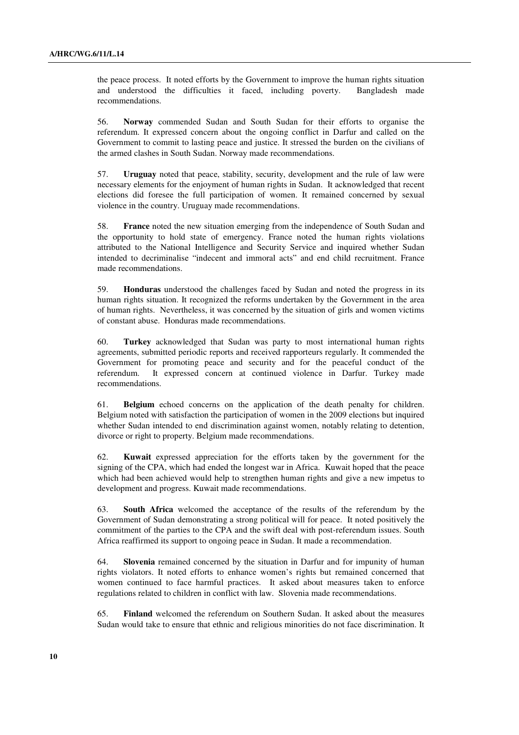the peace process. It noted efforts by the Government to improve the human rights situation and understood the difficulties it faced, including poverty. Bangladesh made recommendations.

56. **Norway** commended Sudan and South Sudan for their efforts to organise the referendum. It expressed concern about the ongoing conflict in Darfur and called on the Government to commit to lasting peace and justice. It stressed the burden on the civilians of the armed clashes in South Sudan. Norway made recommendations.

57. **Uruguay** noted that peace, stability, security, development and the rule of law were necessary elements for the enjoyment of human rights in Sudan. It acknowledged that recent elections did foresee the full participation of women. It remained concerned by sexual violence in the country. Uruguay made recommendations.

58. **France** noted the new situation emerging from the independence of South Sudan and the opportunity to hold state of emergency. France noted the human rights violations attributed to the National Intelligence and Security Service and inquired whether Sudan intended to decriminalise "indecent and immoral acts" and end child recruitment. France made recommendations.

59. **Honduras** understood the challenges faced by Sudan and noted the progress in its human rights situation. It recognized the reforms undertaken by the Government in the area of human rights. Nevertheless, it was concerned by the situation of girls and women victims of constant abuse. Honduras made recommendations.

60. **Turkey** acknowledged that Sudan was party to most international human rights agreements, submitted periodic reports and received rapporteurs regularly. It commended the Government for promoting peace and security and for the peaceful conduct of the referendum. It expressed concern at continued violence in Darfur. Turkey made recommendations.

61. **Belgium** echoed concerns on the application of the death penalty for children. Belgium noted with satisfaction the participation of women in the 2009 elections but inquired whether Sudan intended to end discrimination against women, notably relating to detention, divorce or right to property. Belgium made recommendations.

62. **Kuwait** expressed appreciation for the efforts taken by the government for the signing of the CPA, which had ended the longest war in Africa. Kuwait hoped that the peace which had been achieved would help to strengthen human rights and give a new impetus to development and progress. Kuwait made recommendations.

63. **South Africa** welcomed the acceptance of the results of the referendum by the Government of Sudan demonstrating a strong political will for peace. It noted positively the commitment of the parties to the CPA and the swift deal with post-referendum issues. South Africa reaffirmed its support to ongoing peace in Sudan. It made a recommendation.

64. **Slovenia** remained concerned by the situation in Darfur and for impunity of human rights violators. It noted efforts to enhance women's rights but remained concerned that women continued to face harmful practices. It asked about measures taken to enforce regulations related to children in conflict with law. Slovenia made recommendations.

65. **Finland** welcomed the referendum on Southern Sudan. It asked about the measures Sudan would take to ensure that ethnic and religious minorities do not face discrimination. It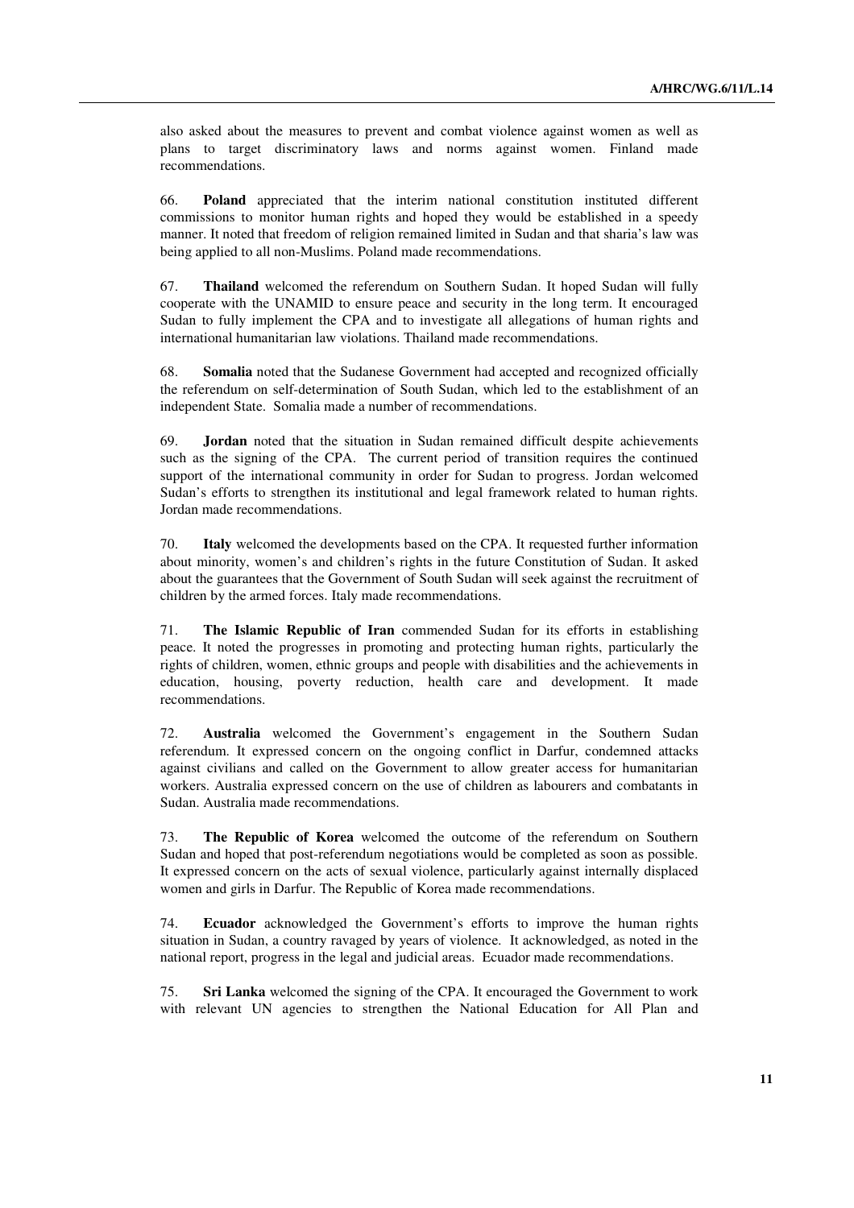also asked about the measures to prevent and combat violence against women as well as plans to target discriminatory laws and norms against women. Finland made recommendations.

66. **Poland** appreciated that the interim national constitution instituted different commissions to monitor human rights and hoped they would be established in a speedy manner. It noted that freedom of religion remained limited in Sudan and that sharia's law was being applied to all non-Muslims. Poland made recommendations.

67. **Thailand** welcomed the referendum on Southern Sudan. It hoped Sudan will fully cooperate with the UNAMID to ensure peace and security in the long term. It encouraged Sudan to fully implement the CPA and to investigate all allegations of human rights and international humanitarian law violations. Thailand made recommendations.

68. **Somalia** noted that the Sudanese Government had accepted and recognized officially the referendum on self-determination of South Sudan, which led to the establishment of an independent State. Somalia made a number of recommendations.

69. **Jordan** noted that the situation in Sudan remained difficult despite achievements such as the signing of the CPA. The current period of transition requires the continued support of the international community in order for Sudan to progress. Jordan welcomed Sudan's efforts to strengthen its institutional and legal framework related to human rights. Jordan made recommendations.

70. **Italy** welcomed the developments based on the CPA. It requested further information about minority, women's and children's rights in the future Constitution of Sudan. It asked about the guarantees that the Government of South Sudan will seek against the recruitment of children by the armed forces. Italy made recommendations.

71. **The Islamic Republic of Iran** commended Sudan for its efforts in establishing peace. It noted the progresses in promoting and protecting human rights, particularly the rights of children, women, ethnic groups and people with disabilities and the achievements in education, housing, poverty reduction, health care and development. It made recommendations.

72. **Australia** welcomed the Government's engagement in the Southern Sudan referendum. It expressed concern on the ongoing conflict in Darfur, condemned attacks against civilians and called on the Government to allow greater access for humanitarian workers. Australia expressed concern on the use of children as labourers and combatants in Sudan. Australia made recommendations.

73. **The Republic of Korea** welcomed the outcome of the referendum on Southern Sudan and hoped that post-referendum negotiations would be completed as soon as possible. It expressed concern on the acts of sexual violence, particularly against internally displaced women and girls in Darfur. The Republic of Korea made recommendations.

74. **Ecuador** acknowledged the Government's efforts to improve the human rights situation in Sudan, a country ravaged by years of violence. It acknowledged, as noted in the national report, progress in the legal and judicial areas. Ecuador made recommendations.

75. **Sri Lanka** welcomed the signing of the CPA. It encouraged the Government to work with relevant UN agencies to strengthen the National Education for All Plan and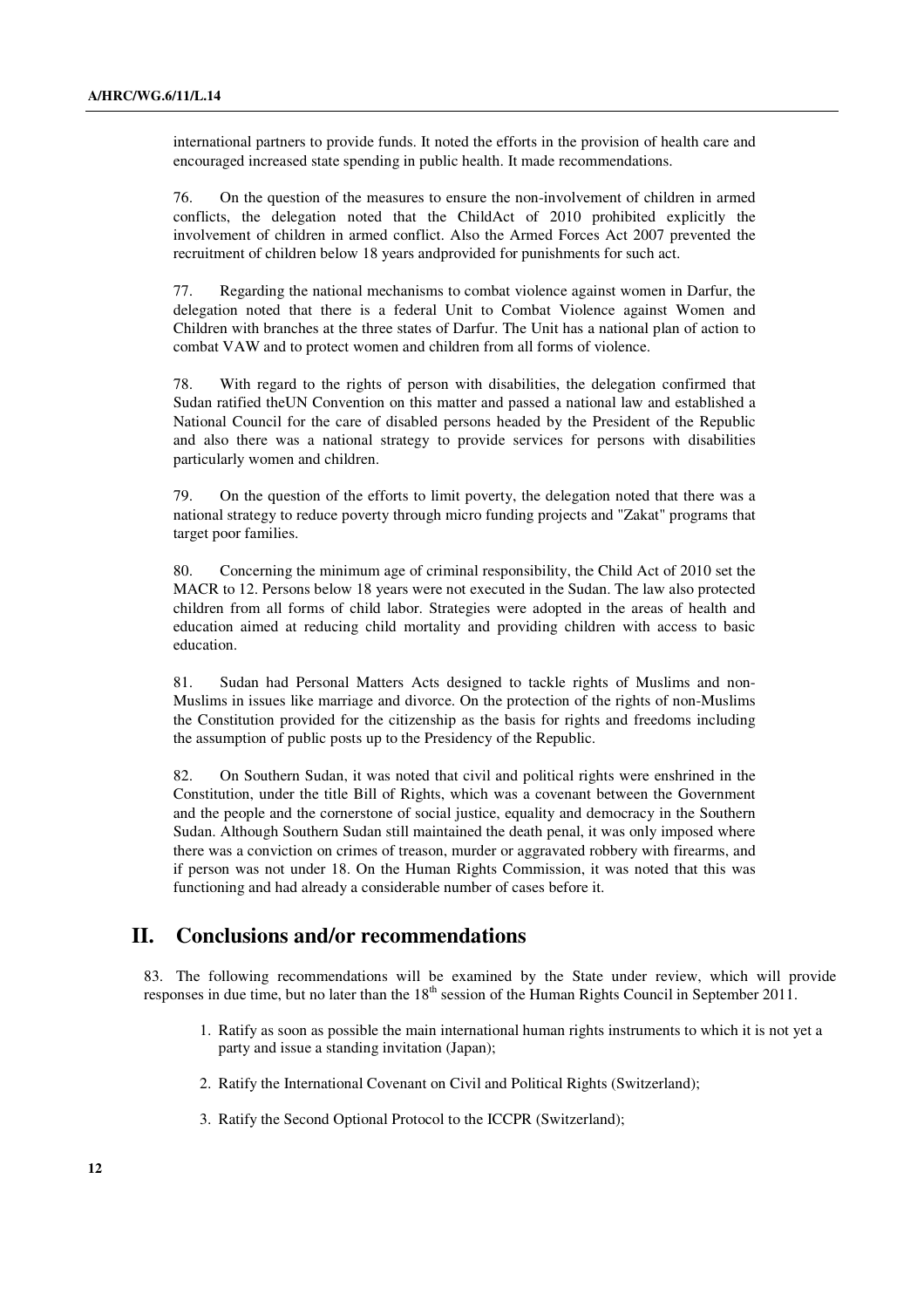international partners to provide funds. It noted the efforts in the provision of health care and encouraged increased state spending in public health. It made recommendations.

76. On the question of the measures to ensure the non-involvement of children in armed conflicts, the delegation noted that the ChildAct of 2010 prohibited explicitly the involvement of children in armed conflict. Also the Armed Forces Act 2007 prevented the recruitment of children below 18 years andprovided for punishments for such act.

77. Regarding the national mechanisms to combat violence against women in Darfur, the delegation noted that there is a federal Unit to Combat Violence against Women and Children with branches at the three states of Darfur. The Unit has a national plan of action to combat VAW and to protect women and children from all forms of violence.

78. With regard to the rights of person with disabilities, the delegation confirmed that Sudan ratified theUN Convention on this matter and passed a national law and established a National Council for the care of disabled persons headed by the President of the Republic and also there was a national strategy to provide services for persons with disabilities particularly women and children.

79. On the question of the efforts to limit poverty, the delegation noted that there was a national strategy to reduce poverty through micro funding projects and "Zakat" programs that target poor families.

80. Concerning the minimum age of criminal responsibility, the Child Act of 2010 set the MACR to 12. Persons below 18 years were not executed in the Sudan. The law also protected children from all forms of child labor. Strategies were adopted in the areas of health and education aimed at reducing child mortality and providing children with access to basic education.

81. Sudan had Personal Matters Acts designed to tackle rights of Muslims and non-Muslims in issues like marriage and divorce. On the protection of the rights of non-Muslims the Constitution provided for the citizenship as the basis for rights and freedoms including the assumption of public posts up to the Presidency of the Republic.

82. On Southern Sudan, it was noted that civil and political rights were enshrined in the Constitution, under the title Bill of Rights, which was a covenant between the Government and the people and the cornerstone of social justice, equality and democracy in the Southern Sudan. Although Southern Sudan still maintained the death penal, it was only imposed where there was a conviction on crimes of treason, murder or aggravated robbery with firearms, and if person was not under 18. On the Human Rights Commission, it was noted that this was functioning and had already a considerable number of cases before it.

## II. Conclusions and/or recommendations

83. The following recommendations will be examined by the State under review, which will provide responses in due time, but no later than the 18th session of the Human Rights Council in September 2011.

1. Ratify as soon as possible the main international human rights instruments to which it is not yet a party and issue a standing invitation (Japan);
2. Ratify the International Covenant on Civil and Political Rights (Switzerland);
3. Ratify the Second Optional Protocol to the ICCPR (Switzerland);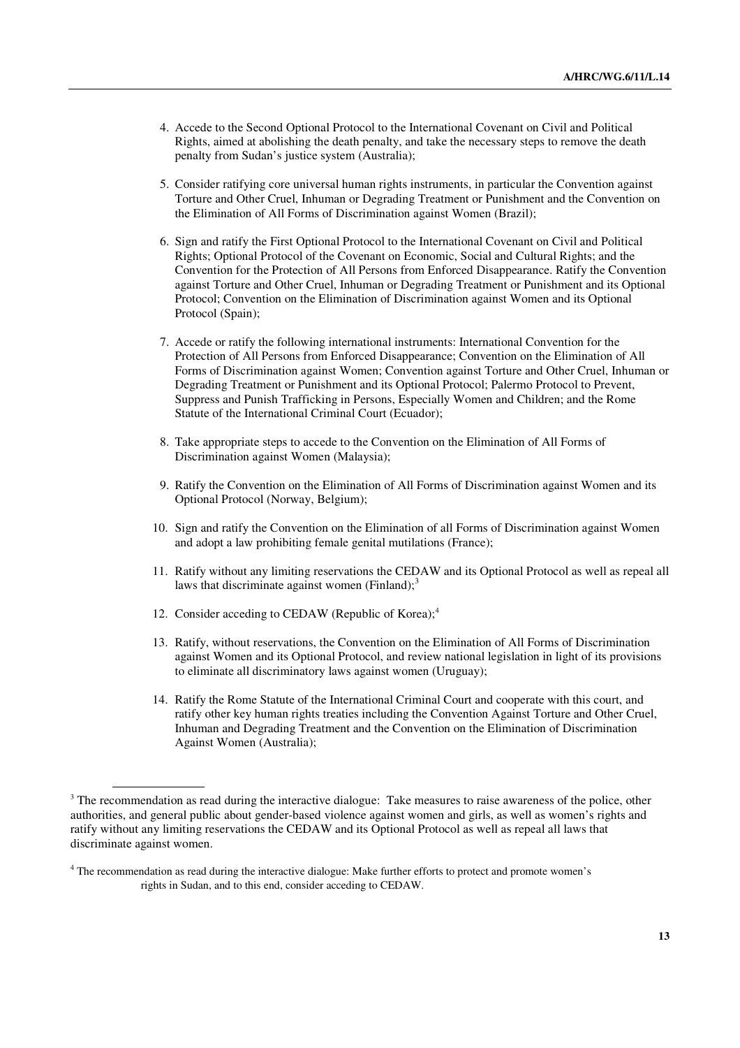4. Accede to the Second Optional Protocol to the International Covenant on Civil and Political Rights, aimed at abolishing the death penalty, and take the necessary steps to remove the death penalty from Sudan's justice system (Australia);

5. Consider ratifying core universal human rights instruments, in particular the Convention against Torture and Other Cruel, Inhuman or Degrading Treatment or Punishment and the Convention on the Elimination of All Forms of Discrimination against Women (Brazil);

6. Sign and ratify the First Optional Protocol to the International Covenant on Civil and Political Rights; Optional Protocol of the Covenant on Economic, Social and Cultural Rights; and the Convention for the Protection of All Persons from Enforced Disappearance. Ratify the Convention against Torture and Other Cruel, Inhuman or Degrading Treatment or Punishment and its Optional Protocol; Convention on the Elimination of Discrimination against Women and its Optional Protocol (Spain);

7. Accede or ratify the following international instruments: International Convention for the Protection of All Persons from Enforced Disappearance; Convention on the Elimination of All Forms of Discrimination against Women; Convention against Torture and Other Cruel, Inhuman or Degrading Treatment or Punishment and its Optional Protocol; Palermo Protocol to Prevent, Suppress and Punish Trafficking in Persons, Especially Women and Children; and the Rome Statute of the International Criminal Court (Ecuador);

8. Take appropriate steps to accede to the Convention on the Elimination of All Forms of Discrimination against Women (Malaysia);

9. Ratify the Convention on the Elimination of All Forms of Discrimination against Women and its Optional Protocol (Norway, Belgium);

10. Sign and ratify the Convention on the Elimination of all Forms of Discrimination against Women and adopt a law prohibiting female genital mutilations (France);

11. Ratify without any limiting reservations the CEDAW and its Optional Protocol as well as repeal all laws that discriminate against women (Finland);[3]

12. Consider acceding to CEDAW (Republic of Korea);[4]

13. Ratify, without reservations, the Convention on the Elimination of All Forms of Discrimination against Women and its Optional Protocol, and review national legislation in light of its provisions to eliminate all discriminatory laws against women (Uruguay);

14. Ratify the Rome Statute of the International Criminal Court and cooperate with this court, and ratify other key human rights treaties including the Convention Against Torture and Other Cruel, Inhuman and Degrading Treatment and the Convention on the Elimination of Discrimination Against Women (Australia);

---

[3] The recommendation as read during the interactive dialogue: Take measures to raise awareness of the police, other authorities, and general public about gender-based violence against women and girls, as well as women's rights and ratify without any limiting reservations the CEDAW and its Optional Protocol as well as repeal all laws that discriminate against women.

[4] The recommendation as read during the interactive dialogue: Make further efforts to protect and promote women's rights in Sudan, and to this end, consider acceding to CEDAW.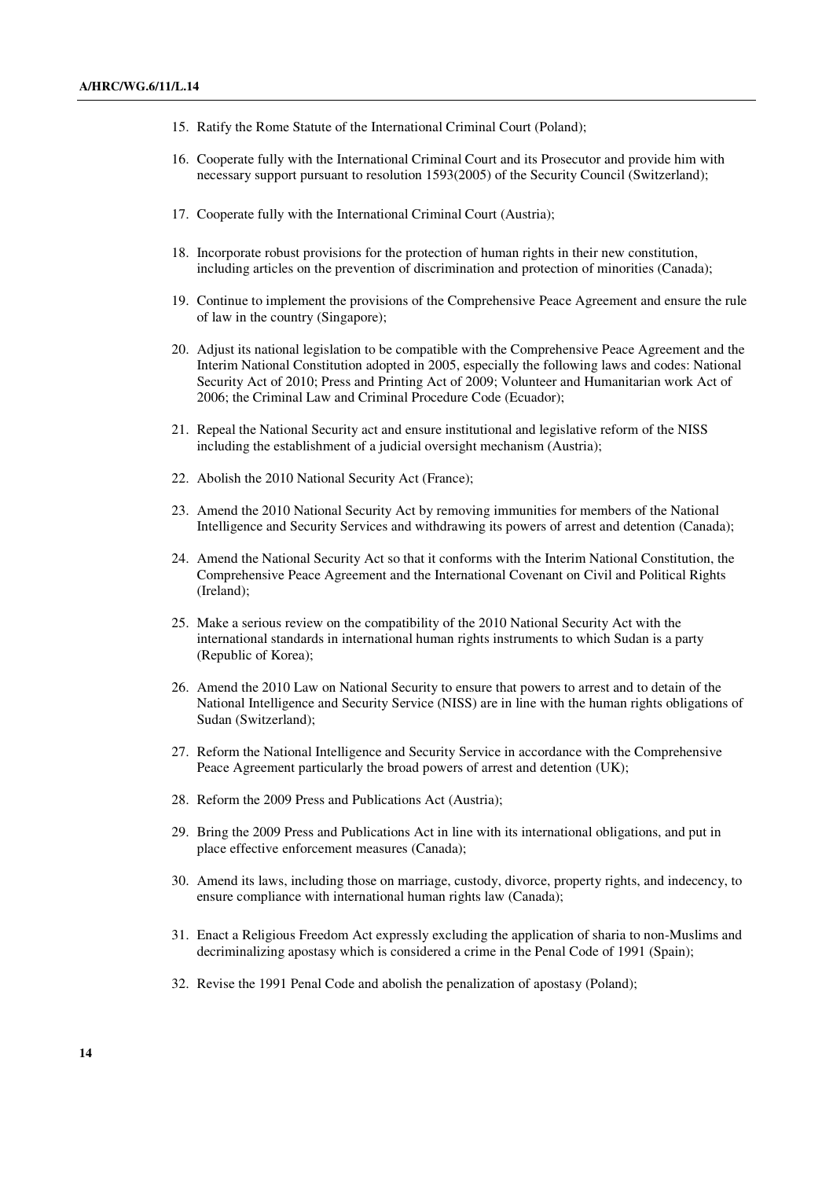15. Ratify the Rome Statute of the International Criminal Court (Poland);

16. Cooperate fully with the International Criminal Court and its Prosecutor and provide him with necessary support pursuant to resolution 1593(2005) of the Security Council (Switzerland);

17. Cooperate fully with the International Criminal Court (Austria);

18. Incorporate robust provisions for the protection of human rights in their new constitution, including articles on the prevention of discrimination and protection of minorities (Canada);

19. Continue to implement the provisions of the Comprehensive Peace Agreement and ensure the rule of law in the country (Singapore);

20. Adjust its national legislation to be compatible with the Comprehensive Peace Agreement and the Interim National Constitution adopted in 2005, especially the following laws and codes: National Security Act of 2010; Press and Printing Act of 2009; Volunteer and Humanitarian work Act of 2006; the Criminal Law and Criminal Procedure Code (Ecuador);

21. Repeal the National Security act and ensure institutional and legislative reform of the NISS including the establishment of a judicial oversight mechanism (Austria);

22. Abolish the 2010 National Security Act (France);

23. Amend the 2010 National Security Act by removing immunities for members of the National Intelligence and Security Services and withdrawing its powers of arrest and detention (Canada);

24. Amend the National Security Act so that it conforms with the Interim National Constitution, the Comprehensive Peace Agreement and the International Covenant on Civil and Political Rights (Ireland);

25. Make a serious review on the compatibility of the 2010 National Security Act with the international standards in international human rights instruments to which Sudan is a party (Republic of Korea);

26. Amend the 2010 Law on National Security to ensure that powers to arrest and to detain of the National Intelligence and Security Service (NISS) are in line with the human rights obligations of Sudan (Switzerland);

27. Reform the National Intelligence and Security Service in accordance with the Comprehensive Peace Agreement particularly the broad powers of arrest and detention (UK);

28. Reform the 2009 Press and Publications Act (Austria);

29. Bring the 2009 Press and Publications Act in line with its international obligations, and put in place effective enforcement measures (Canada);

30. Amend its laws, including those on marriage, custody, divorce, property rights, and indecency, to ensure compliance with international human rights law (Canada);

31. Enact a Religious Freedom Act expressly excluding the application of sharia to non-Muslims and decriminalizing apostasy which is considered a crime in the Penal Code of 1991 (Spain);

32. Revise the 1991 Penal Code and abolish the penalization of apostasy (Poland);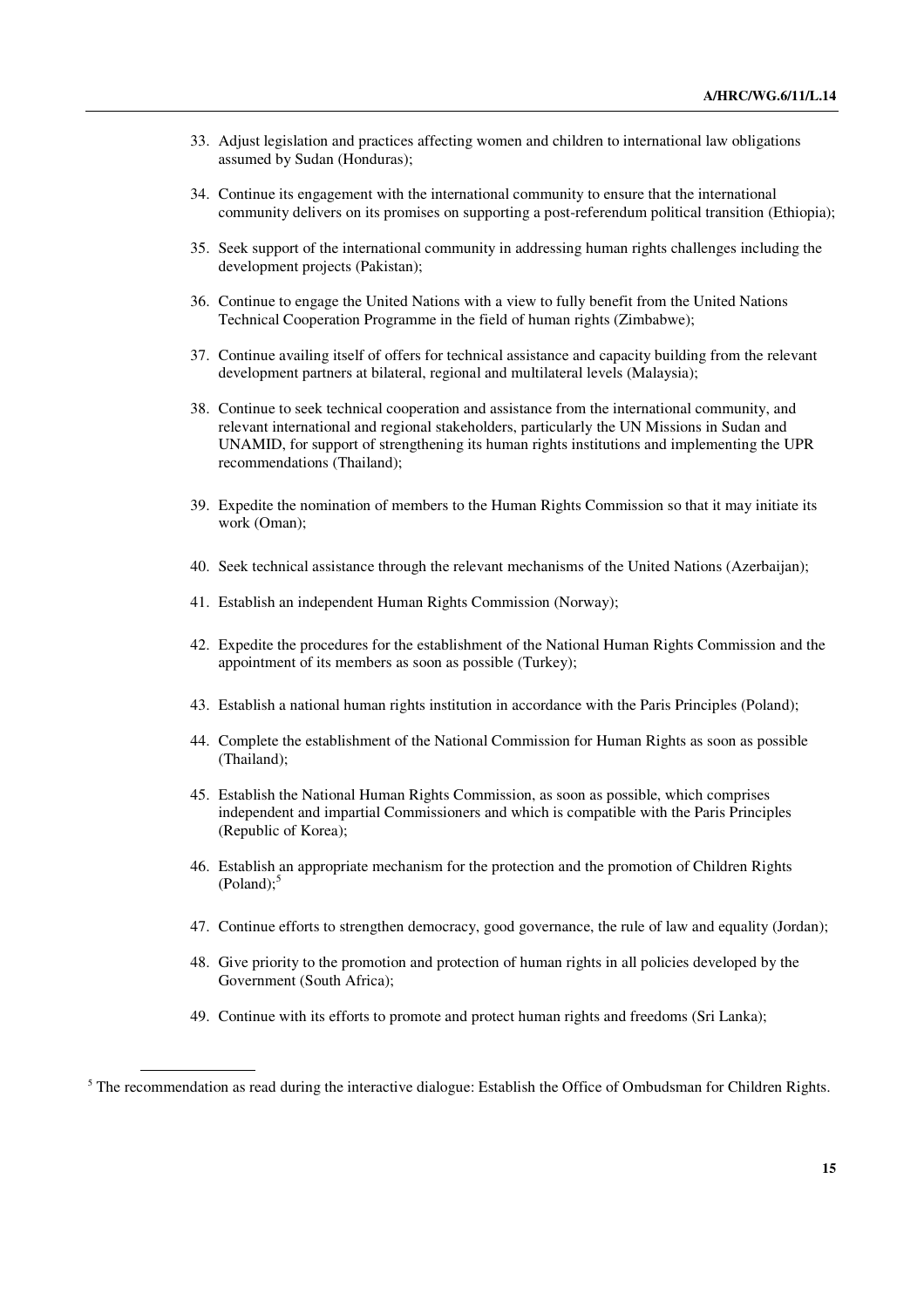33. Adjust legislation and practices affecting women and children to international law obligations assumed by Sudan (Honduras);

34. Continue its engagement with the international community to ensure that the international community delivers on its promises on supporting a post-referendum political transition (Ethiopia);

35. Seek support of the international community in addressing human rights challenges including the development projects (Pakistan);

36. Continue to engage the United Nations with a view to fully benefit from the United Nations Technical Cooperation Programme in the field of human rights (Zimbabwe);

37. Continue availing itself of offers for technical assistance and capacity building from the relevant development partners at bilateral, regional and multilateral levels (Malaysia);

38. Continue to seek technical cooperation and assistance from the international community, and relevant international and regional stakeholders, particularly the UN Missions in Sudan and UNAMID, for support of strengthening its human rights institutions and implementing the UPR recommendations (Thailand);

39. Expedite the nomination of members to the Human Rights Commission so that it may initiate its work (Oman);

40. Seek technical assistance through the relevant mechanisms of the United Nations (Azerbaijan);

41. Establish an independent Human Rights Commission (Norway);

42. Expedite the procedures for the establishment of the National Human Rights Commission and the appointment of its members as soon as possible (Turkey);

43. Establish a national human rights institution in accordance with the Paris Principles (Poland);

44. Complete the establishment of the National Commission for Human Rights as soon as possible (Thailand);

45. Establish the National Human Rights Commission, as soon as possible, which comprises independent and impartial Commissioners and which is compatible with the Paris Principles (Republic of Korea);

46. Establish an appropriate mechanism for the protection and the promotion of Children Rights (Poland);[5]

47. Continue efforts to strengthen democracy, good governance, the rule of law and equality (Jordan);

48. Give priority to the promotion and protection of human rights in all policies developed by the Government (South Africa);

49. Continue with its efforts to promote and protect human rights and freedoms (Sri Lanka);

[5] The recommendation as read during the interactive dialogue: Establish the Office of Ombudsman for Children Rights.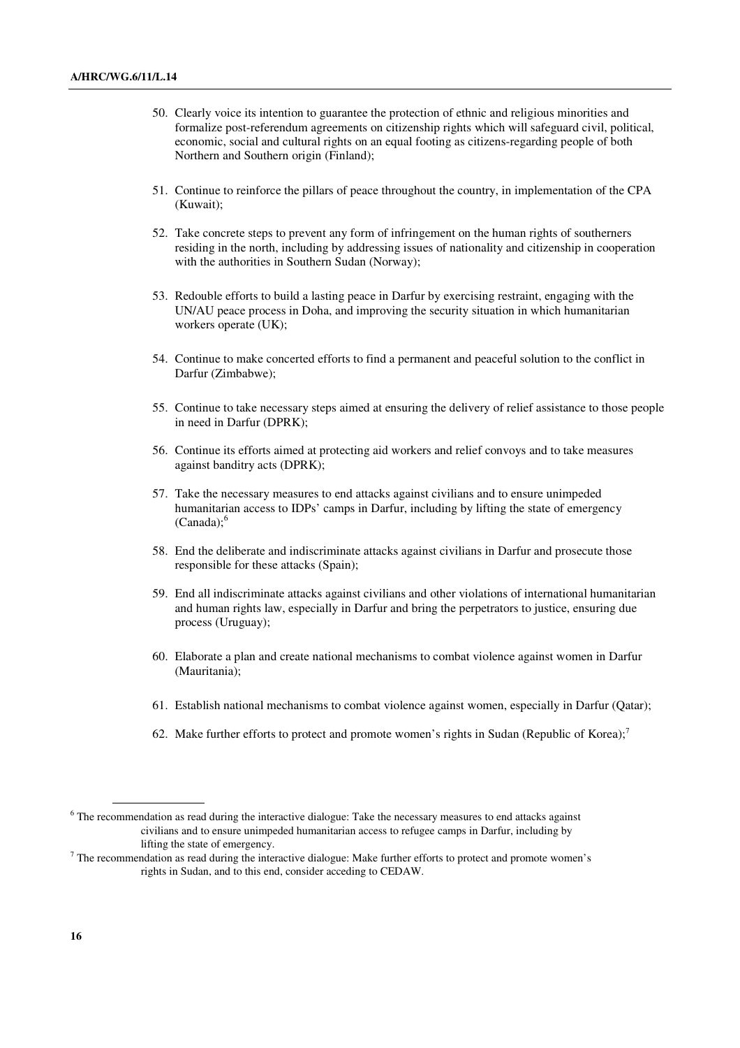50. Clearly voice its intention to guarantee the protection of ethnic and religious minorities and formalize post-referendum agreements on citizenship rights which will safeguard civil, political, economic, social and cultural rights on an equal footing as citizens-regarding people of both Northern and Southern origin (Finland);

51. Continue to reinforce the pillars of peace throughout the country, in implementation of the CPA (Kuwait);

52. Take concrete steps to prevent any form of infringement on the human rights of southerners residing in the north, including by addressing issues of nationality and citizenship in cooperation with the authorities in Southern Sudan (Norway);

53. Redouble efforts to build a lasting peace in Darfur by exercising restraint, engaging with the UN/AU peace process in Doha, and improving the security situation in which humanitarian workers operate (UK);

54. Continue to make concerted efforts to find a permanent and peaceful solution to the conflict in Darfur (Zimbabwe);

55. Continue to take necessary steps aimed at ensuring the delivery of relief assistance to those people in need in Darfur (DPRK);

56. Continue its efforts aimed at protecting aid workers and relief convoys and to take measures against banditry acts (DPRK);

57. Take the necessary measures to end attacks against civilians and to ensure unimpeded humanitarian access to IDPs' camps in Darfur, including by lifting the state of emergency (Canada);[6]

58. End the deliberate and indiscriminate attacks against civilians in Darfur and prosecute those responsible for these attacks (Spain);

59. End all indiscriminate attacks against civilians and other violations of international humanitarian and human rights law, especially in Darfur and bring the perpetrators to justice, ensuring due process (Uruguay);

60. Elaborate a plan and create national mechanisms to combat violence against women in Darfur (Mauritania);

61. Establish national mechanisms to combat violence against women, especially in Darfur (Qatar);

62. Make further efforts to protect and promote women's rights in Sudan (Republic of Korea);[7]

---

[6] The recommendation as read during the interactive dialogue: Take the necessary measures to end attacks against civilians and to ensure unimpeded humanitarian access to refugee camps in Darfur, including by lifting the state of emergency.

[7] The recommendation as read during the interactive dialogue: Make further efforts to protect and promote women's rights in Sudan, and to this end, consider acceding to CEDAW.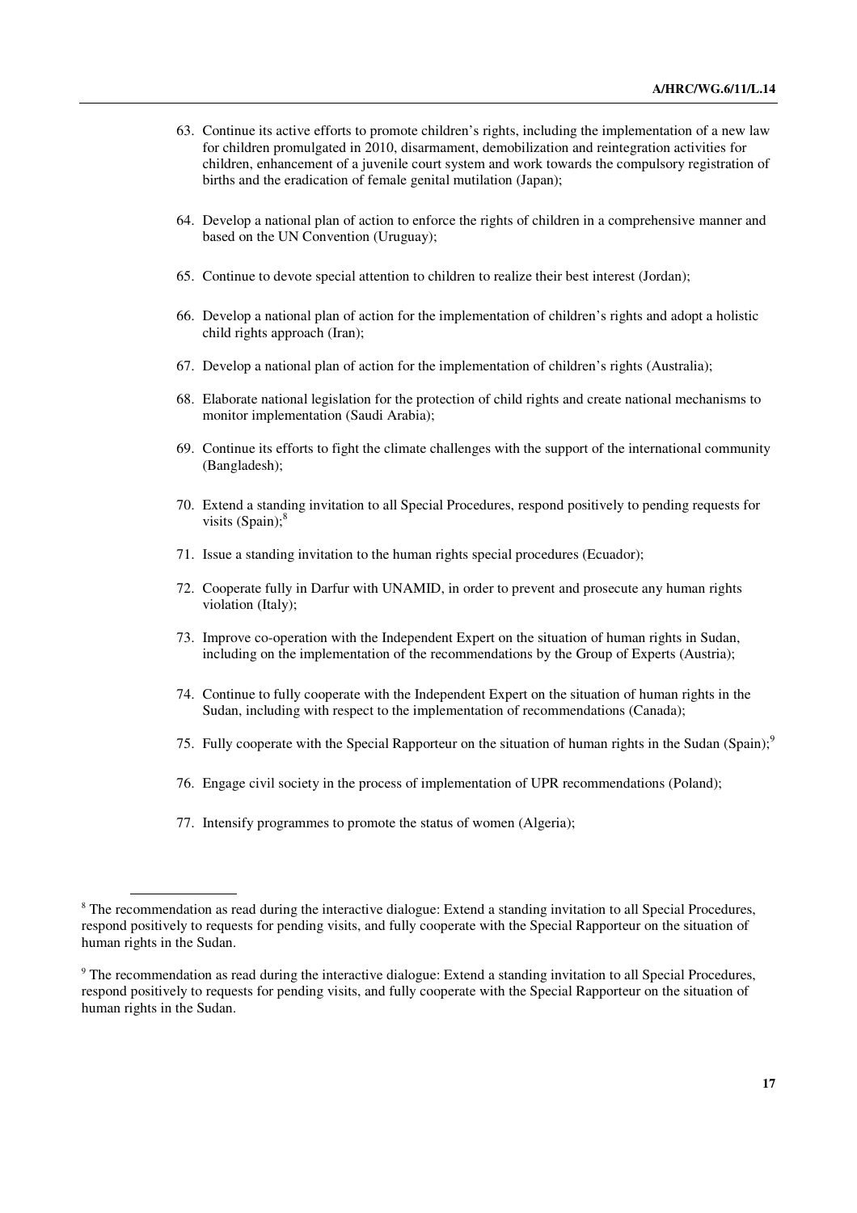63. Continue its active efforts to promote children's rights, including the implementation of a new law for children promulgated in 2010, disarmament, demobilization and reintegration activities for children, enhancement of a juvenile court system and work towards the compulsory registration of births and the eradication of female genital mutilation (Japan);

64. Develop a national plan of action to enforce the rights of children in a comprehensive manner and based on the UN Convention (Uruguay);

65. Continue to devote special attention to children to realize their best interest (Jordan);

66. Develop a national plan of action for the implementation of children's rights and adopt a holistic child rights approach (Iran);

67. Develop a national plan of action for the implementation of children's rights (Australia);

68. Elaborate national legislation for the protection of child rights and create national mechanisms to monitor implementation (Saudi Arabia);

69. Continue its efforts to fight the climate challenges with the support of the international community (Bangladesh);

70. Extend a standing invitation to all Special Procedures, respond positively to pending requests for visits (Spain);[8]

71. Issue a standing invitation to the human rights special procedures (Ecuador);

72. Cooperate fully in Darfur with UNAMID, in order to prevent and prosecute any human rights violation (Italy);

73. Improve co-operation with the Independent Expert on the situation of human rights in Sudan, including on the implementation of the recommendations by the Group of Experts (Austria);

74. Continue to fully cooperate with the Independent Expert on the situation of human rights in the Sudan, including with respect to the implementation of recommendations (Canada);

75. Fully cooperate with the Special Rapporteur on the situation of human rights in the Sudan (Spain);[9]

76. Engage civil society in the process of implementation of UPR recommendations (Poland);

77. Intensify programmes to promote the status of women (Algeria);

---

[8] The recommendation as read during the interactive dialogue: Extend a standing invitation to all Special Procedures, respond positively to requests for pending visits, and fully cooperate with the Special Rapporteur on the situation of human rights in the Sudan.

[9] The recommendation as read during the interactive dialogue: Extend a standing invitation to all Special Procedures, respond positively to requests for pending visits, and fully cooperate with the Special Rapporteur on the situation of human rights in the Sudan.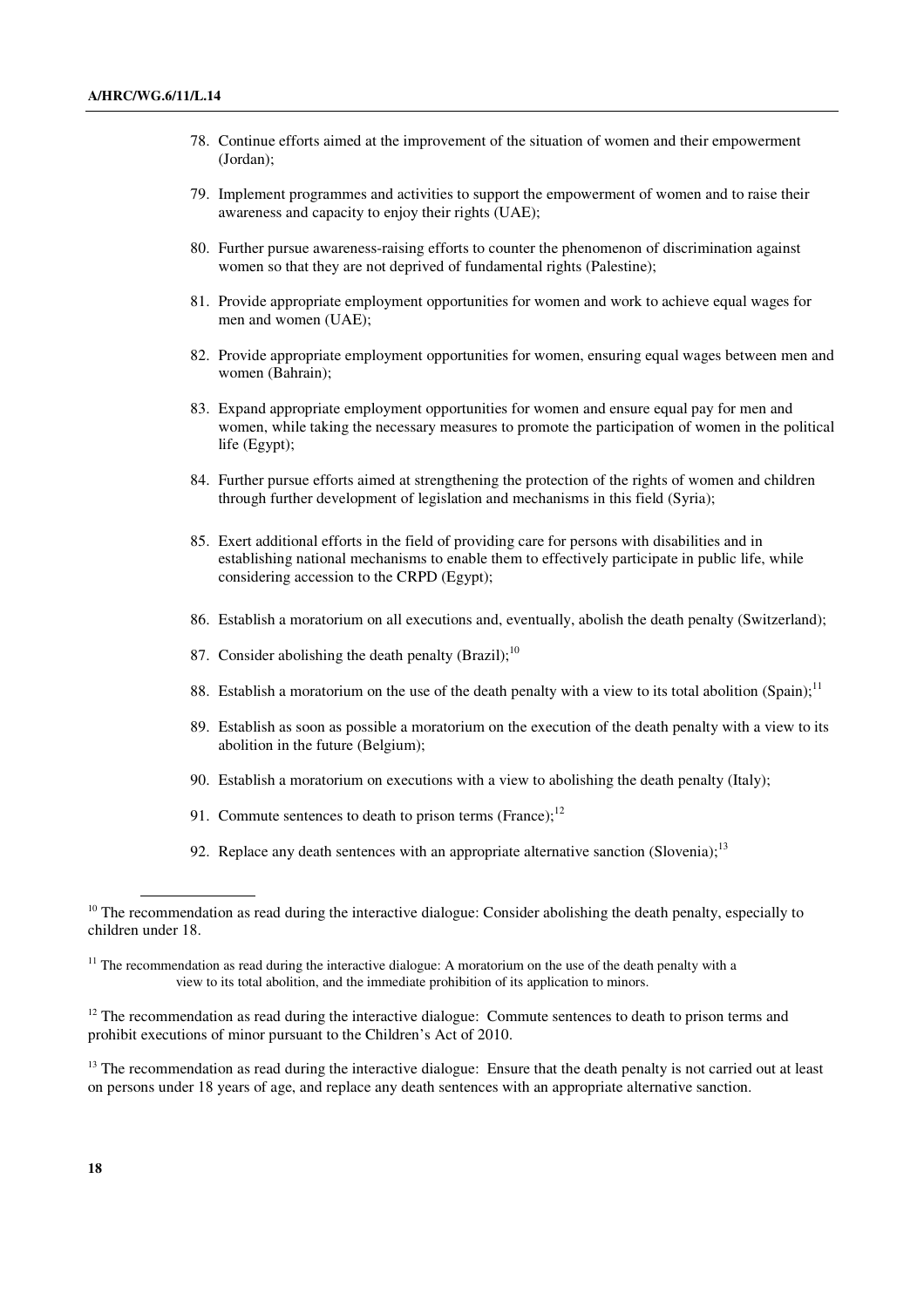78. Continue efforts aimed at the improvement of the situation of women and their empowerment (Jordan);

79. Implement programmes and activities to support the empowerment of women and to raise their awareness and capacity to enjoy their rights (UAE);

80. Further pursue awareness-raising efforts to counter the phenomenon of discrimination against women so that they are not deprived of fundamental rights (Palestine);

81. Provide appropriate employment opportunities for women and work to achieve equal wages for men and women (UAE);

82. Provide appropriate employment opportunities for women, ensuring equal wages between men and women (Bahrain);

83. Expand appropriate employment opportunities for women and ensure equal pay for men and women, while taking the necessary measures to promote the participation of women in the political life (Egypt);

84. Further pursue efforts aimed at strengthening the protection of the rights of women and children through further development of legislation and mechanisms in this field (Syria);

85. Exert additional efforts in the field of providing care for persons with disabilities and in establishing national mechanisms to enable them to effectively participate in public life, while considering accession to the CRPD (Egypt);

86. Establish a moratorium on all executions and, eventually, abolish the death penalty (Switzerland);

87. Consider abolishing the death penalty (Brazil);[10]

88. Establish a moratorium on the use of the death penalty with a view to its total abolition (Spain);[11]

89. Establish as soon as possible a moratorium on the execution of the death penalty with a view to its abolition in the future (Belgium);

90. Establish a moratorium on executions with a view to abolishing the death penalty (Italy);

91. Commute sentences to death to prison terms (France);[12]

92. Replace any death sentences with an appropriate alternative sanction (Slovenia);[13]

---

[10] The recommendation as read during the interactive dialogue: Consider abolishing the death penalty, especially to children under 18.

[11] The recommendation as read during the interactive dialogue: A moratorium on the use of the death penalty with a view to its total abolition, and the immediate prohibition of its application to minors.

[12] The recommendation as read during the interactive dialogue: Commute sentences to death to prison terms and prohibit executions of minor pursuant to the Children's Act of 2010.

[13] The recommendation as read during the interactive dialogue: Ensure that the death penalty is not carried out at least on persons under 18 years of age, and replace any death sentences with an appropriate alternative sanction.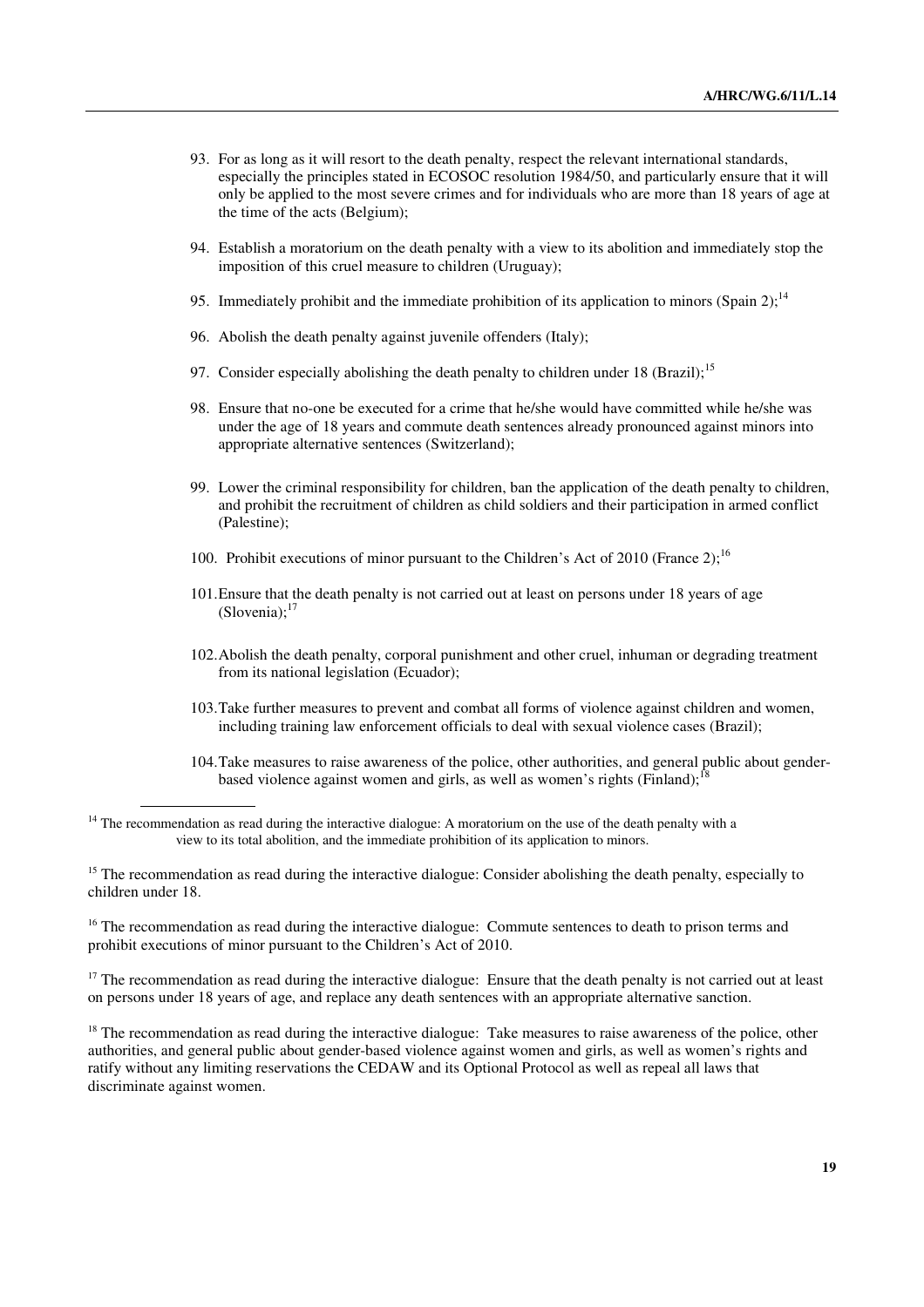93. For as long as it will resort to the death penalty, respect the relevant international standards, especially the principles stated in ECOSOC resolution 1984/50, and particularly ensure that it will only be applied to the most severe crimes and for individuals who are more than 18 years of age at the time of the acts (Belgium);

94. Establish a moratorium on the death penalty with a view to its abolition and immediately stop the imposition of this cruel measure to children (Uruguay);

95. Immediately prohibit and the immediate prohibition of its application to minors (Spain 2);[14]

96. Abolish the death penalty against juvenile offenders (Italy);

97. Consider especially abolishing the death penalty to children under 18 (Brazil);[15]

98. Ensure that no-one be executed for a crime that he/she would have committed while he/she was under the age of 18 years and commute death sentences already pronounced against minors into appropriate alternative sentences (Switzerland);

99. Lower the criminal responsibility for children, ban the application of the death penalty to children, and prohibit the recruitment of children as child soldiers and their participation in armed conflict (Palestine);

100. Prohibit executions of minor pursuant to the Children's Act of 2010 (France 2);[16]

101. Ensure that the death penalty is not carried out at least on persons under 18 years of age (Slovenia);[17]

102. Abolish the death penalty, corporal punishment and other cruel, inhuman or degrading treatment from its national legislation (Ecuador);

103. Take further measures to prevent and combat all forms of violence against children and women, including training law enforcement officials to deal with sexual violence cases (Brazil);

104. Take measures to raise awareness of the police, other authorities, and general public about gender-based violence against women and girls, as well as women's rights (Finland);[18]

---

[14] The recommendation as read during the interactive dialogue: A moratorium on the use of the death penalty with a view to its total abolition, and the immediate prohibition of its application to minors.

[15] The recommendation as read during the interactive dialogue: Consider abolishing the death penalty, especially to children under 18.

[16] The recommendation as read during the interactive dialogue: Commute sentences to death to prison terms and prohibit executions of minor pursuant to the Children's Act of 2010.

[17] The recommendation as read during the interactive dialogue: Ensure that the death penalty is not carried out at least on persons under 18 years of age, and replace any death sentences with an appropriate alternative sanction.

[18] The recommendation as read during the interactive dialogue: Take measures to raise awareness of the police, other authorities, and general public about gender-based violence against women and girls, as well as women's rights and ratify without any limiting reservations the CEDAW and its Optional Protocol as well as repeal all laws that discriminate against women.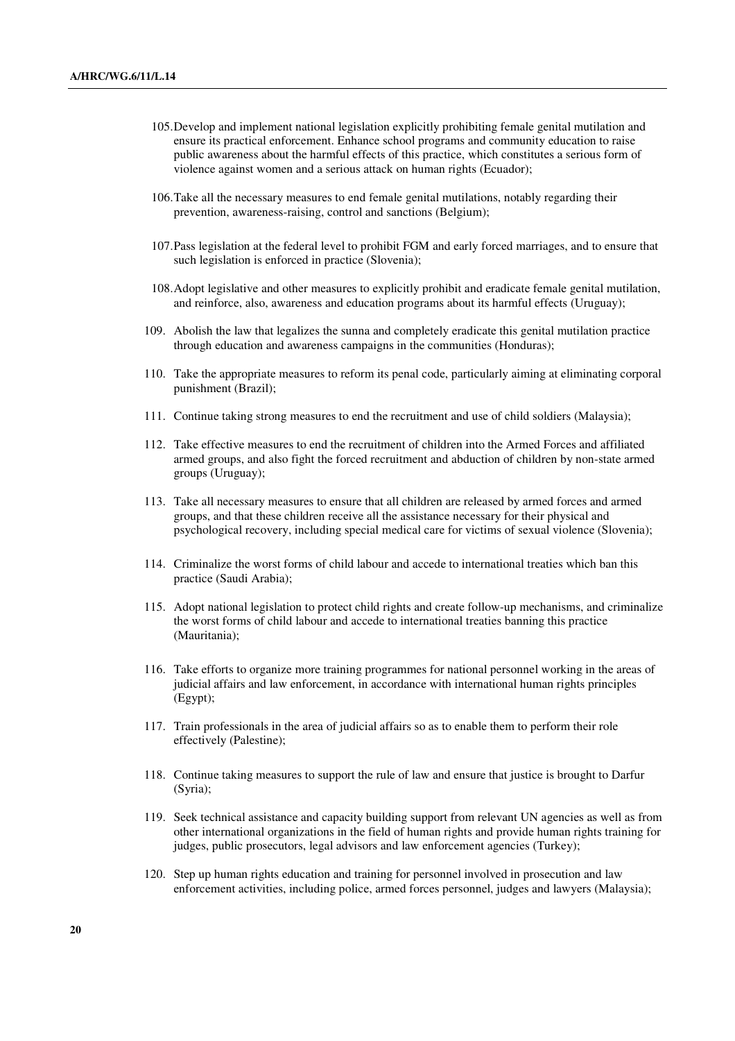105. Develop and implement national legislation explicitly prohibiting female genital mutilation and ensure its practical enforcement. Enhance school programs and community education to raise public awareness about the harmful effects of this practice, which constitutes a serious form of violence against women and a serious attack on human rights (Ecuador);

106. Take all the necessary measures to end female genital mutilations, notably regarding their prevention, awareness-raising, control and sanctions (Belgium);

107. Pass legislation at the federal level to prohibit FGM and early forced marriages, and to ensure that such legislation is enforced in practice (Slovenia);

108. Adopt legislative and other measures to explicitly prohibit and eradicate female genital mutilation, and reinforce, also, awareness and education programs about its harmful effects (Uruguay);

109. Abolish the law that legalizes the sunna and completely eradicate this genital mutilation practice through education and awareness campaigns in the communities (Honduras);

110. Take the appropriate measures to reform its penal code, particularly aiming at eliminating corporal punishment (Brazil);

111. Continue taking strong measures to end the recruitment and use of child soldiers (Malaysia);

112. Take effective measures to end the recruitment of children into the Armed Forces and affiliated armed groups, and also fight the forced recruitment and abduction of children by non-state armed groups (Uruguay);

113. Take all necessary measures to ensure that all children are released by armed forces and armed groups, and that these children receive all the assistance necessary for their physical and psychological recovery, including special medical care for victims of sexual violence (Slovenia);

114. Criminalize the worst forms of child labour and accede to international treaties which ban this practice (Saudi Arabia);

115. Adopt national legislation to protect child rights and create follow-up mechanisms, and criminalize the worst forms of child labour and accede to international treaties banning this practice (Mauritania);

116. Take efforts to organize more training programmes for national personnel working in the areas of judicial affairs and law enforcement, in accordance with international human rights principles (Egypt);

117. Train professionals in the area of judicial affairs so as to enable them to perform their role effectively (Palestine);

118. Continue taking measures to support the rule of law and ensure that justice is brought to Darfur (Syria);

119. Seek technical assistance and capacity building support from relevant UN agencies as well as from other international organizations in the field of human rights and provide human rights training for judges, public prosecutors, legal advisors and law enforcement agencies (Turkey);

120. Step up human rights education and training for personnel involved in prosecution and law enforcement activities, including police, armed forces personnel, judges and lawyers (Malaysia);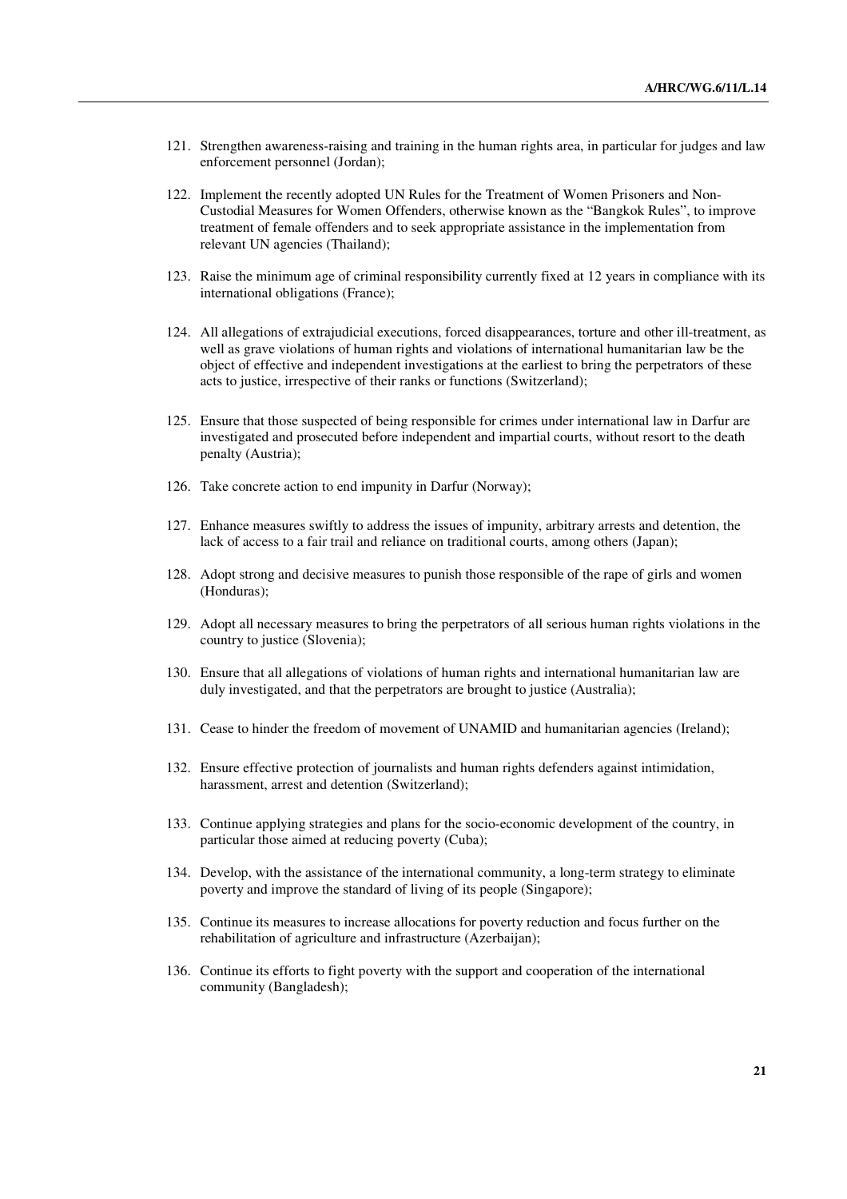121. Strengthen awareness-raising and training in the human rights area, in particular for judges and law enforcement personnel (Jordan);

122. Implement the recently adopted UN Rules for the Treatment of Women Prisoners and Non-Custodial Measures for Women Offenders, otherwise known as the "Bangkok Rules", to improve treatment of female offenders and to seek appropriate assistance in the implementation from relevant UN agencies (Thailand);

123. Raise the minimum age of criminal responsibility currently fixed at 12 years in compliance with its international obligations (France);

124. All allegations of extrajudicial executions, forced disappearances, torture and other ill-treatment, as well as grave violations of human rights and violations of international humanitarian law be the object of effective and independent investigations at the earliest to bring the perpetrators of these acts to justice, irrespective of their ranks or functions (Switzerland);

125. Ensure that those suspected of being responsible for crimes under international law in Darfur are investigated and prosecuted before independent and impartial courts, without resort to the death penalty (Austria);

126. Take concrete action to end impunity in Darfur (Norway);

127. Enhance measures swiftly to address the issues of impunity, arbitrary arrests and detention, the lack of access to a fair trail and reliance on traditional courts, among others (Japan);

128. Adopt strong and decisive measures to punish those responsible of the rape of girls and women (Honduras);

129. Adopt all necessary measures to bring the perpetrators of all serious human rights violations in the country to justice (Slovenia);

130. Ensure that all allegations of violations of human rights and international humanitarian law are duly investigated, and that the perpetrators are brought to justice (Australia);

131. Cease to hinder the freedom of movement of UNAMID and humanitarian agencies (Ireland);

132. Ensure effective protection of journalists and human rights defenders against intimidation, harassment, arrest and detention (Switzerland);

133. Continue applying strategies and plans for the socio-economic development of the country, in particular those aimed at reducing poverty (Cuba);

134. Develop, with the assistance of the international community, a long-term strategy to eliminate poverty and improve the standard of living of its people (Singapore);

135. Continue its measures to increase allocations for poverty reduction and focus further on the rehabilitation of agriculture and infrastructure (Azerbaijan);

136. Continue its efforts to fight poverty with the support and cooperation of the international community (Bangladesh);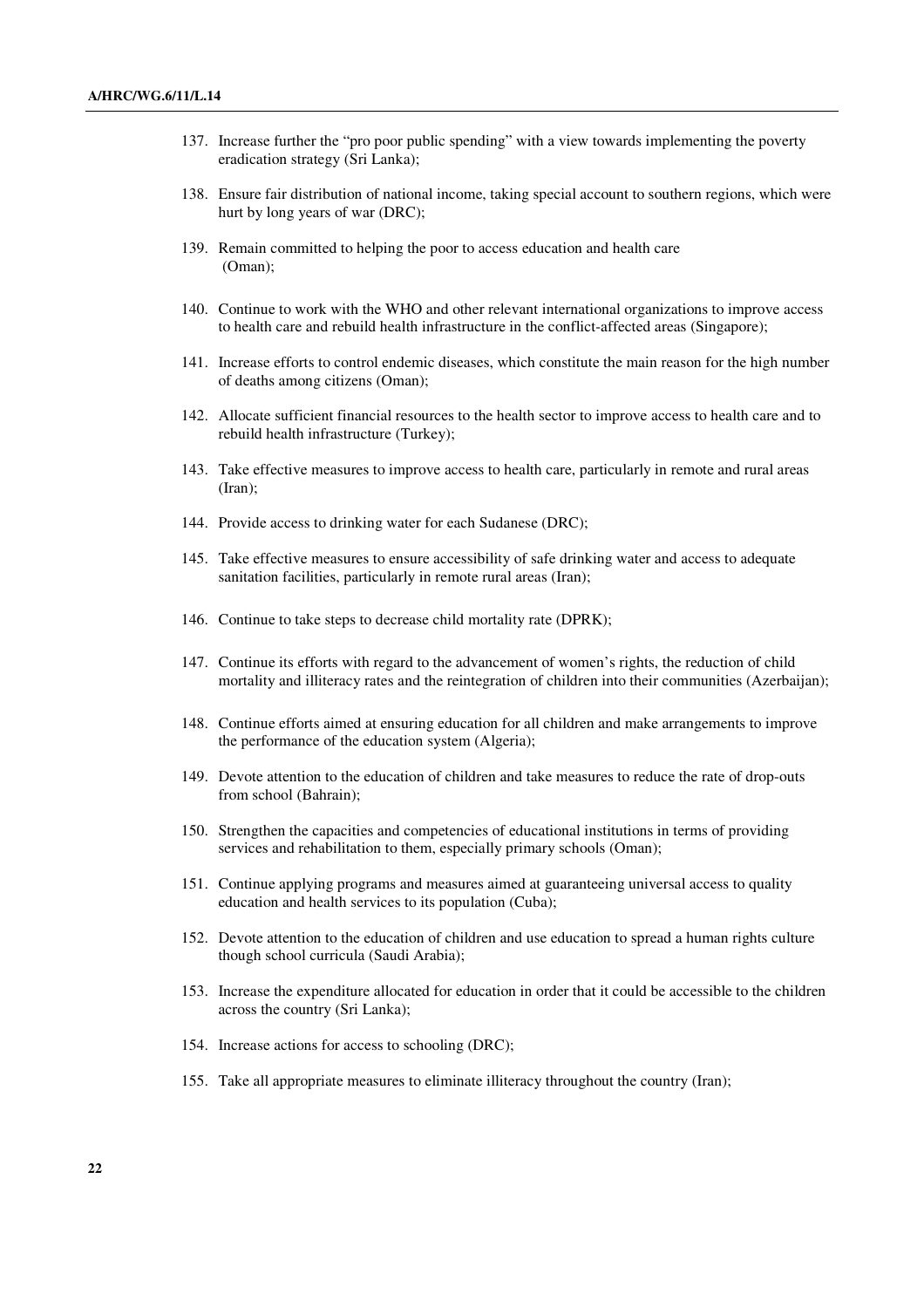137. Increase further the "pro poor public spending" with a view towards implementing the poverty eradication strategy (Sri Lanka);

138. Ensure fair distribution of national income, taking special account to southern regions, which were hurt by long years of war (DRC);

139. Remain committed to helping the poor to access education and health care (Oman);

140. Continue to work with the WHO and other relevant international organizations to improve access to health care and rebuild health infrastructure in the conflict-affected areas (Singapore);

141. Increase efforts to control endemic diseases, which constitute the main reason for the high number of deaths among citizens (Oman);

142. Allocate sufficient financial resources to the health sector to improve access to health care and to rebuild health infrastructure (Turkey);

143. Take effective measures to improve access to health care, particularly in remote and rural areas (Iran);

144. Provide access to drinking water for each Sudanese (DRC);

145. Take effective measures to ensure accessibility of safe drinking water and access to adequate sanitation facilities, particularly in remote rural areas (Iran);

146. Continue to take steps to decrease child mortality rate (DPRK);

147. Continue its efforts with regard to the advancement of women's rights, the reduction of child mortality and illiteracy rates and the reintegration of children into their communities (Azerbaijan);

148. Continue efforts aimed at ensuring education for all children and make arrangements to improve the performance of the education system (Algeria);

149. Devote attention to the education of children and take measures to reduce the rate of drop-outs from school (Bahrain);

150. Strengthen the capacities and competencies of educational institutions in terms of providing services and rehabilitation to them, especially primary schools (Oman);

151. Continue applying programs and measures aimed at guaranteeing universal access to quality education and health services to its population (Cuba);

152. Devote attention to the education of children and use education to spread a human rights culture though school curricula (Saudi Arabia);

153. Increase the expenditure allocated for education in order that it could be accessible to the children across the country (Sri Lanka);

154. Increase actions for access to schooling (DRC);

155. Take all appropriate measures to eliminate illiteracy throughout the country (Iran);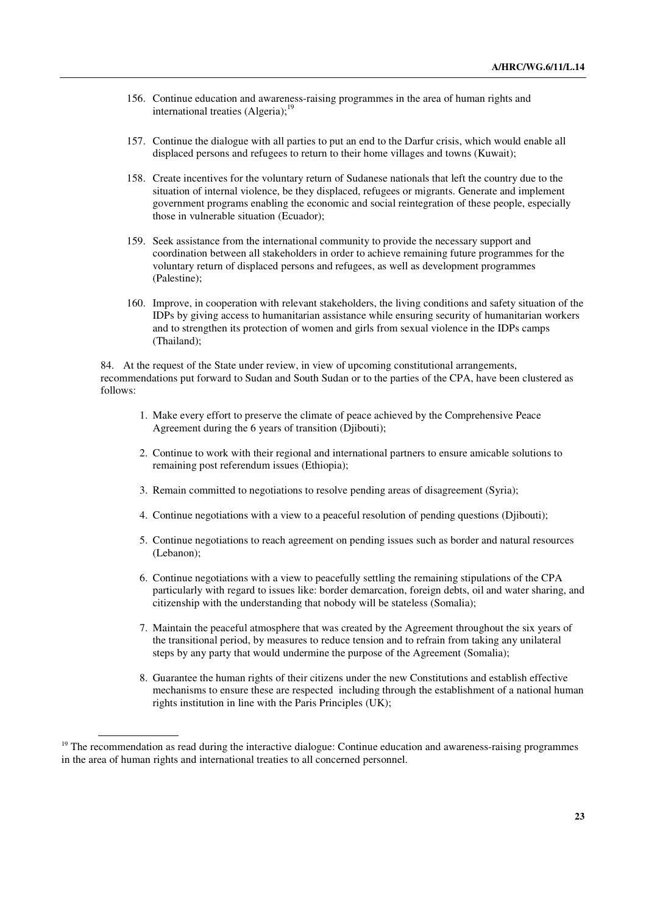156. Continue education and awareness-raising programmes in the area of human rights and international treaties (Algeria);[19]

157. Continue the dialogue with all parties to put an end to the Darfur crisis, which would enable all displaced persons and refugees to return to their home villages and towns (Kuwait);

158. Create incentives for the voluntary return of Sudanese nationals that left the country due to the situation of internal violence, be they displaced, refugees or migrants. Generate and implement government programs enabling the economic and social reintegration of these people, especially those in vulnerable situation (Ecuador);

159. Seek assistance from the international community to provide the necessary support and coordination between all stakeholders in order to achieve remaining future programmes for the voluntary return of displaced persons and refugees, as well as development programmes (Palestine);

160. Improve, in cooperation with relevant stakeholders, the living conditions and safety situation of the IDPs by giving access to humanitarian assistance while ensuring security of humanitarian workers and to strengthen its protection of women and girls from sexual violence in the IDPs camps (Thailand);

84. At the request of the State under review, in view of upcoming constitutional arrangements, recommendations put forward to Sudan and South Sudan or to the parties of the CPA, have been clustered as follows:

1. Make every effort to preserve the climate of peace achieved by the Comprehensive Peace Agreement during the 6 years of transition (Djibouti);

2. Continue to work with their regional and international partners to ensure amicable solutions to remaining post referendum issues (Ethiopia);

3. Remain committed to negotiations to resolve pending areas of disagreement (Syria);

4. Continue negotiations with a view to a peaceful resolution of pending questions (Djibouti);

5. Continue negotiations to reach agreement on pending issues such as border and natural resources (Lebanon);

6. Continue negotiations with a view to peacefully settling the remaining stipulations of the CPA particularly with regard to issues like: border demarcation, foreign debts, oil and water sharing, and citizenship with the understanding that nobody will be stateless (Somalia);

7. Maintain the peaceful atmosphere that was created by the Agreement throughout the six years of the transitional period, by measures to reduce tension and to refrain from taking any unilateral steps by any party that would undermine the purpose of the Agreement (Somalia);

8. Guarantee the human rights of their citizens under the new Constitutions and establish effective mechanisms to ensure these are respected including through the establishment of a national human rights institution in line with the Paris Principles (UK);

---

[19] The recommendation as read during the interactive dialogue: Continue education and awareness-raising programmes in the area of human rights and international treaties to all concerned personnel.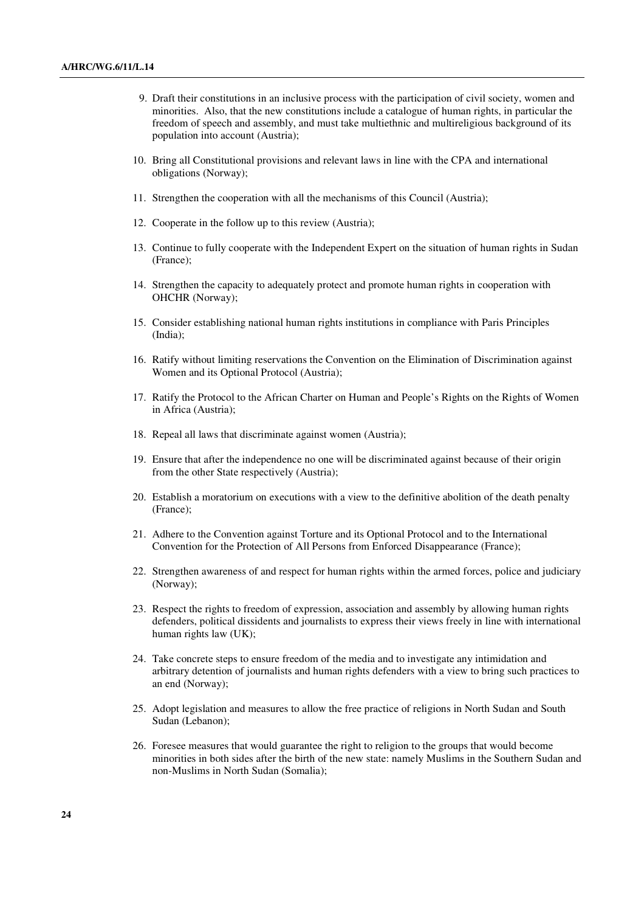9. Draft their constitutions in an inclusive process with the participation of civil society, women and minorities. Also, that the new constitutions include a catalogue of human rights, in particular the freedom of speech and assembly, and must take multiethnic and multireligious background of its population into account (Austria);

10. Bring all Constitutional provisions and relevant laws in line with the CPA and international obligations (Norway);

11. Strengthen the cooperation with all the mechanisms of this Council (Austria);

12. Cooperate in the follow up to this review (Austria);

13. Continue to fully cooperate with the Independent Expert on the situation of human rights in Sudan (France);

14. Strengthen the capacity to adequately protect and promote human rights in cooperation with OHCHR (Norway);

15. Consider establishing national human rights institutions in compliance with Paris Principles (India);

16. Ratify without limiting reservations the Convention on the Elimination of Discrimination against Women and its Optional Protocol (Austria);

17. Ratify the Protocol to the African Charter on Human and People's Rights on the Rights of Women in Africa (Austria);

18. Repeal all laws that discriminate against women (Austria);

19. Ensure that after the independence no one will be discriminated against because of their origin from the other State respectively (Austria);

20. Establish a moratorium on executions with a view to the definitive abolition of the death penalty (France);

21. Adhere to the Convention against Torture and its Optional Protocol and to the International Convention for the Protection of All Persons from Enforced Disappearance (France);

22. Strengthen awareness of and respect for human rights within the armed forces, police and judiciary (Norway);

23. Respect the rights to freedom of expression, association and assembly by allowing human rights defenders, political dissidents and journalists to express their views freely in line with international human rights law (UK);

24. Take concrete steps to ensure freedom of the media and to investigate any intimidation and arbitrary detention of journalists and human rights defenders with a view to bring such practices to an end (Norway);

25. Adopt legislation and measures to allow the free practice of religions in North Sudan and South Sudan (Lebanon);

26. Foresee measures that would guarantee the right to religion to the groups that would become minorities in both sides after the birth of the new state: namely Muslims in the Southern Sudan and non-Muslims in North Sudan (Somalia);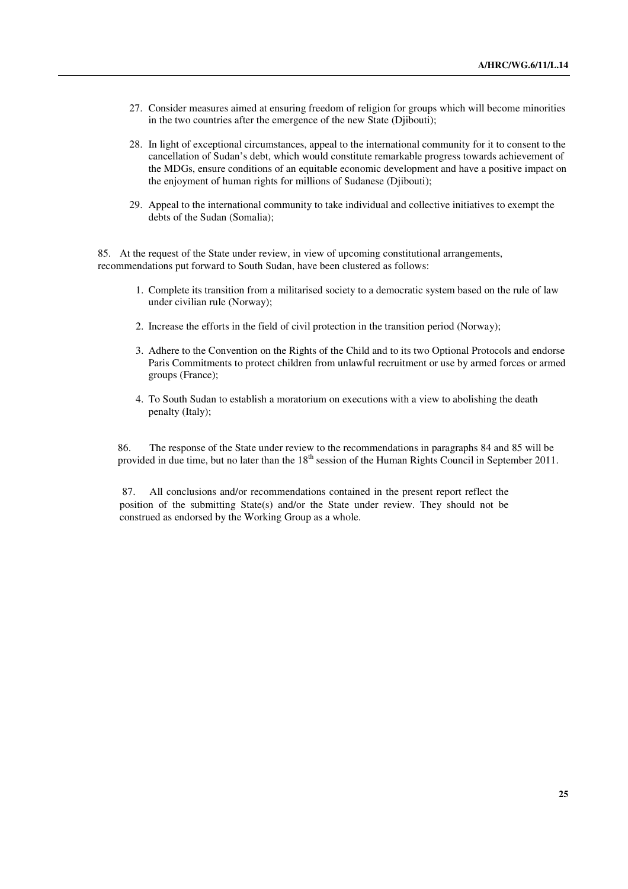27. Consider measures aimed at ensuring freedom of religion for groups which will become minorities in the two countries after the emergence of the new State (Djibouti);

28. In light of exceptional circumstances, appeal to the international community for it to consent to the cancellation of Sudan's debt, which would constitute remarkable progress towards achievement of the MDGs, ensure conditions of an equitable economic development and have a positive impact on the enjoyment of human rights for millions of Sudanese (Djibouti);

29. Appeal to the international community to take individual and collective initiatives to exempt the debts of the Sudan (Somalia);

85. At the request of the State under review, in view of upcoming constitutional arrangements, recommendations put forward to South Sudan, have been clustered as follows:

1. Complete its transition from a militarised society to a democratic system based on the rule of law under civilian rule (Norway);

2. Increase the efforts in the field of civil protection in the transition period (Norway);

3. Adhere to the Convention on the Rights of the Child and to its two Optional Protocols and endorse Paris Commitments to protect children from unlawful recruitment or use by armed forces or armed groups (France);

4. To South Sudan to establish a moratorium on executions with a view to abolishing the death penalty (Italy);

86. The response of the State under review to the recommendations in paragraphs 84 and 85 will be provided in due time, but no later than the 18th session of the Human Rights Council in September 2011.

87. All conclusions and/or recommendations contained in the present report reflect the position of the submitting State(s) and/or the State under review. They should not be construed as endorsed by the Working Group as a whole.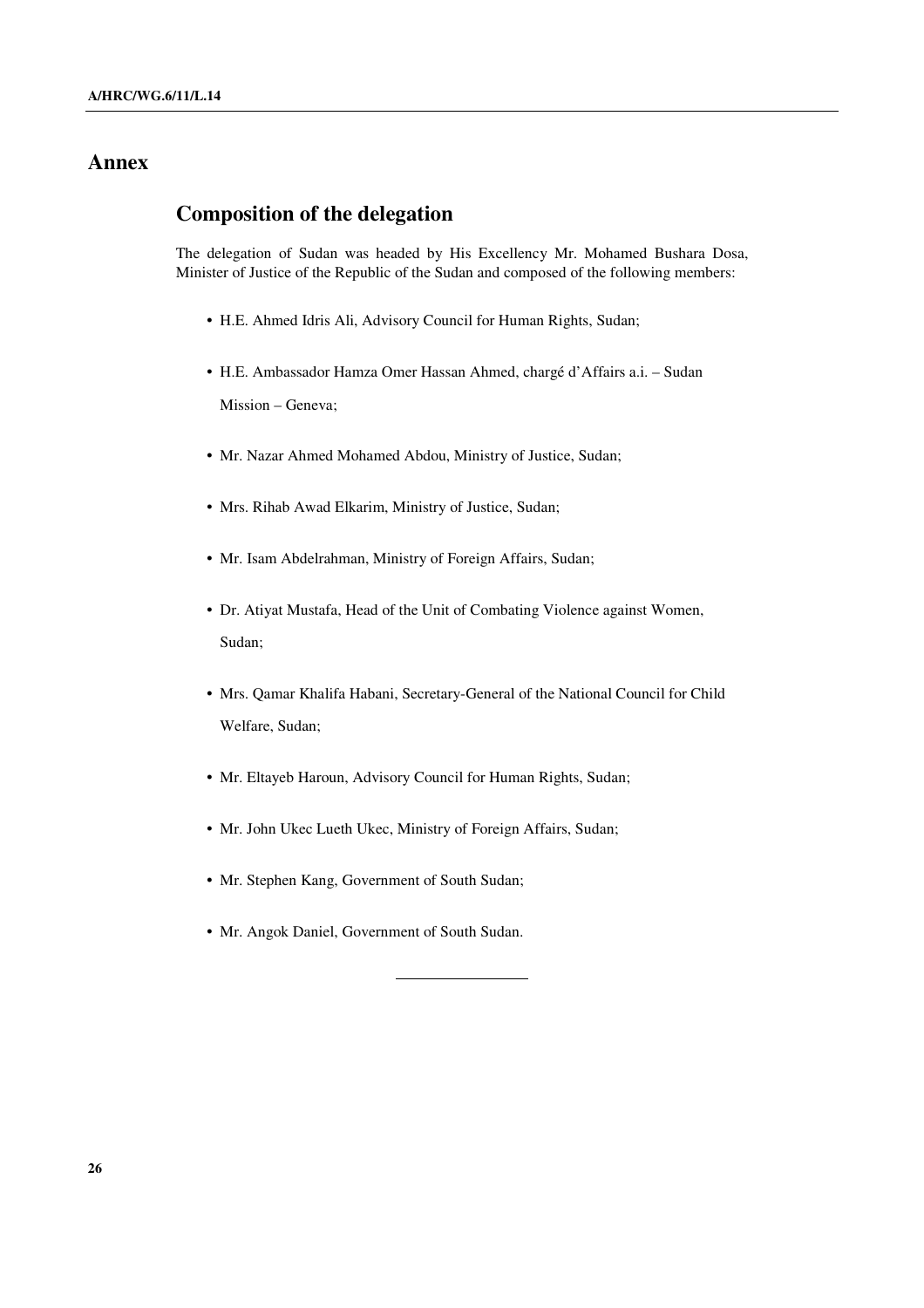# Annex

## Composition of the delegation

The delegation of Sudan was headed by His Excellency Mr. Mohamed Bushara Dosa, Minister of Justice of the Republic of the Sudan and composed of the following members:

- H.E. Ahmed Idris Ali, Advisory Council for Human Rights, Sudan;
- H.E. Ambassador Hamza Omer Hassan Ahmed, chargé d'Affairs a.i. – Sudan Mission – Geneva;
- Mr. Nazar Ahmed Mohamed Abdou, Ministry of Justice, Sudan;
- Mrs. Rihab Awad Elkarim, Ministry of Justice, Sudan;
- Mr. Isam Abdelrahman, Ministry of Foreign Affairs, Sudan;
- Dr. Atiyat Mustafa, Head of the Unit of Combating Violence against Women, Sudan;
- Mrs. Qamar Khalifa Habani, Secretary-General of the National Council for Child Welfare, Sudan;
- Mr. Eltayeb Haroun, Advisory Council for Human Rights, Sudan;
- Mr. John Ukec Lueth Ukec, Ministry of Foreign Affairs, Sudan;
- Mr. Stephen Kang, Government of South Sudan;
- Mr. Angok Daniel, Government of South Sudan.